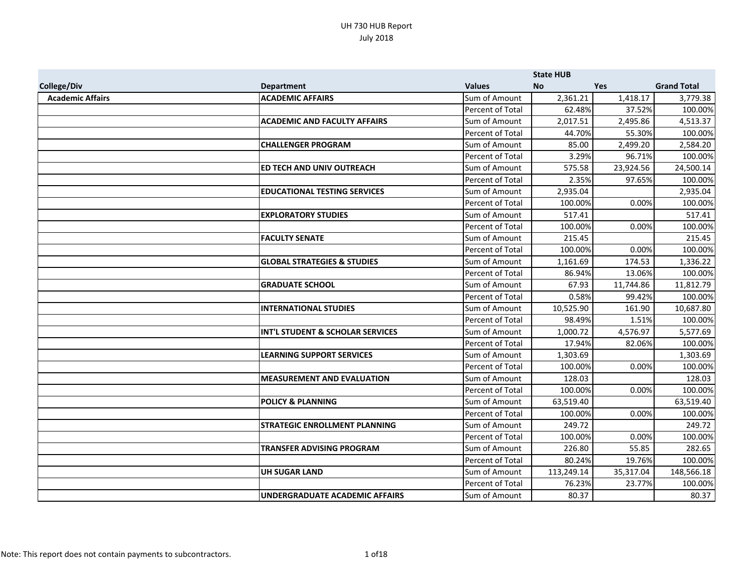# UH 730 HUB Report

July 2018

| College/Div | Department | Values | State HUB No | Yes | Grand Total |
|---|---|---|---|---|---|
| **Academic Affairs** | **ACADEMIC AFFAIRS** | Sum of Amount | 2,361.21 | 1,418.17 | 3,779.38 |
| | | Percent of Total | 62.48% | 37.52% | 100.00% |
| | **ACADEMIC AND FACULTY AFFAIRS** | Sum of Amount | 2,017.51 | 2,495.86 | 4,513.37 |
| | | Percent of Total | 44.70% | 55.30% | 100.00% |
| | **CHALLENGER PROGRAM** | Sum of Amount | 85.00 | 2,499.20 | 2,584.20 |
| | | Percent of Total | 3.29% | 96.71% | 100.00% |
| | **ED TECH AND UNIV OUTREACH** | Sum of Amount | 575.58 | 23,924.56 | 24,500.14 |
| | | Percent of Total | 2.35% | 97.65% | 100.00% |
| | **EDUCATIONAL TESTING SERVICES** | Sum of Amount | 2,935.04 | | 2,935.04 |
| | | Percent of Total | 100.00% | 0.00% | 100.00% |
| | **EXPLORATORY STUDIES** | Sum of Amount | 517.41 | | 517.41 |
| | | Percent of Total | 100.00% | 0.00% | 100.00% |
| | **FACULTY SENATE** | Sum of Amount | 215.45 | | 215.45 |
| | | Percent of Total | 100.00% | 0.00% | 100.00% |
| | **GLOBAL STRATEGIES & STUDIES** | Sum of Amount | 1,161.69 | 174.53 | 1,336.22 |
| | | Percent of Total | 86.94% | 13.06% | 100.00% |
| | **GRADUATE SCHOOL** | Sum of Amount | 67.93 | 11,744.86 | 11,812.79 |
| | | Percent of Total | 0.58% | 99.42% | 100.00% |
| | **INTERNATIONAL STUDIES** | Sum of Amount | 10,525.90 | 161.90 | 10,687.80 |
| | | Percent of Total | 98.49% | 1.51% | 100.00% |
| | **INT'L STUDENT & SCHOLAR SERVICES** | Sum of Amount | 1,000.72 | 4,576.97 | 5,577.69 |
| | | Percent of Total | 17.94% | 82.06% | 100.00% |
| | **LEARNING SUPPORT SERVICES** | Sum of Amount | 1,303.69 | | 1,303.69 |
| | | Percent of Total | 100.00% | 0.00% | 100.00% |
| | **MEASUREMENT AND EVALUATION** | Sum of Amount | 128.03 | | 128.03 |
| | | Percent of Total | 100.00% | 0.00% | 100.00% |
| | **POLICY & PLANNING** | Sum of Amount | 63,519.40 | | 63,519.40 |
| | | Percent of Total | 100.00% | 0.00% | 100.00% |
| | **STRATEGIC ENROLLMENT PLANNING** | Sum of Amount | 249.72 | | 249.72 |
| | | Percent of Total | 100.00% | 0.00% | 100.00% |
| | **TRANSFER ADVISING PROGRAM** | Sum of Amount | 226.80 | 55.85 | 282.65 |
| | | Percent of Total | 80.24% | 19.76% | 100.00% |
| | **UH SUGAR LAND** | Sum of Amount | 113,249.14 | 35,317.04 | 148,566.18 |
| | | Percent of Total | 76.23% | 23.77% | 100.00% |
| | **UNDERGRADUATE ACADEMIC AFFAIRS** | Sum of Amount | 80.37 | | 80.37 |

Note: This report does not contain payments to subcontractors.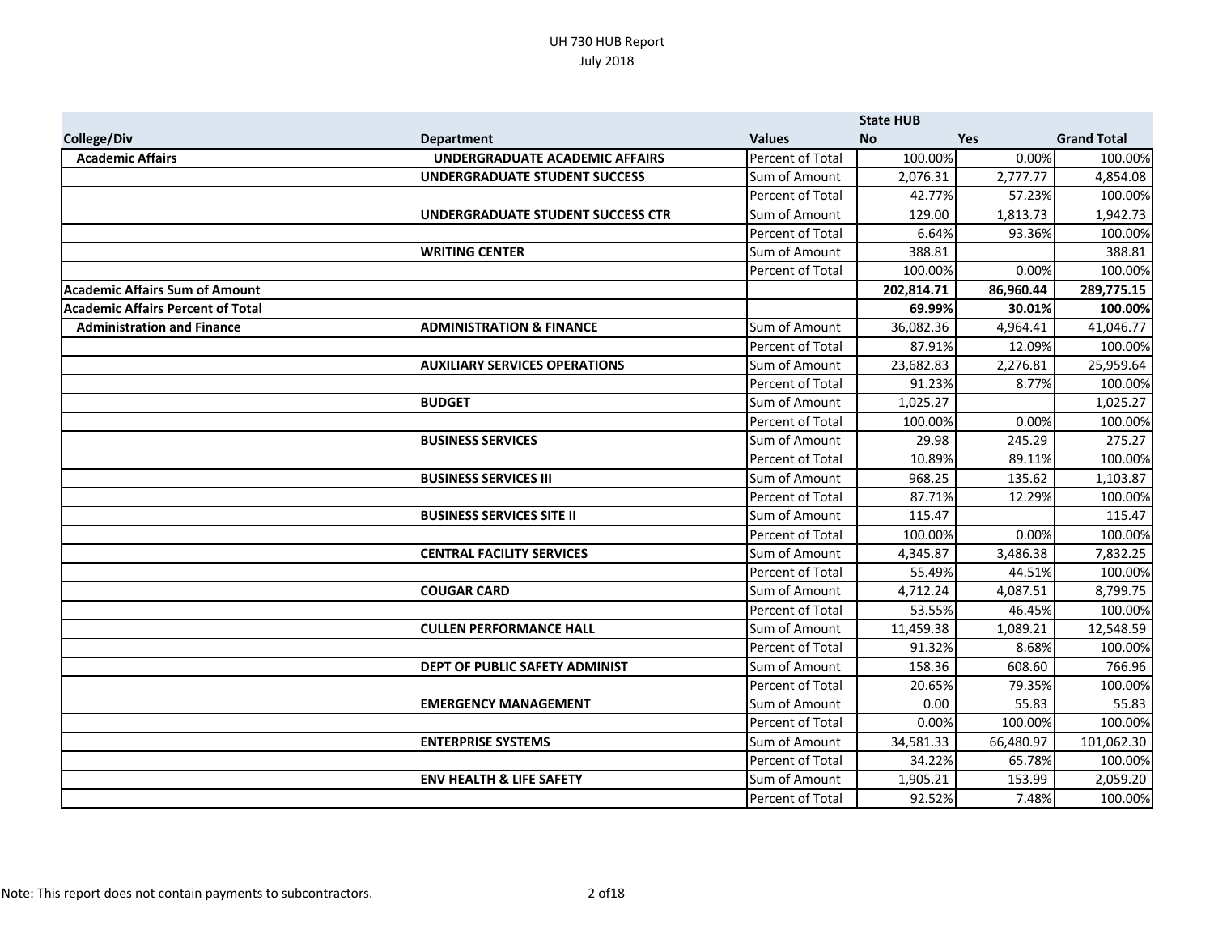# UH 730 HUB Report
July 2018

| | | | State HUB | | |
|---|---|---|---|---|---|
| **College/Div** | **Department** | **Values** | **No** | **Yes** | **Grand Total** |
| **Academic Affairs** | **UNDERGRADUATE ACADEMIC AFFAIRS** | Percent of Total | 100.00% | 0.00% | 100.00% |
| | **UNDERGRADUATE STUDENT SUCCESS** | Sum of Amount | 2,076.31 | 2,777.77 | 4,854.08 |
| | | Percent of Total | 42.77% | 57.23% | 100.00% |
| | **UNDERGRADUATE STUDENT SUCCESS CTR** | Sum of Amount | 129.00 | 1,813.73 | 1,942.73 |
| | | Percent of Total | 6.64% | 93.36% | 100.00% |
| | **WRITING CENTER** | Sum of Amount | 388.81 | | 388.81 |
| | | Percent of Total | 100.00% | 0.00% | 100.00% |
| **Academic Affairs Sum of Amount** | | | **202,814.71** | **86,960.44** | **289,775.15** |
| **Academic Affairs Percent of Total** | | | **69.99%** | **30.01%** | **100.00%** |
| **Administration and Finance** | **ADMINISTRATION & FINANCE** | Sum of Amount | 36,082.36 | 4,964.41 | 41,046.77 |
| | | Percent of Total | 87.91% | 12.09% | 100.00% |
| | **AUXILIARY SERVICES OPERATIONS** | Sum of Amount | 23,682.83 | 2,276.81 | 25,959.64 |
| | | Percent of Total | 91.23% | 8.77% | 100.00% |
| | **BUDGET** | Sum of Amount | 1,025.27 | | 1,025.27 |
| | | Percent of Total | 100.00% | 0.00% | 100.00% |
| | **BUSINESS SERVICES** | Sum of Amount | 29.98 | 245.29 | 275.27 |
| | | Percent of Total | 10.89% | 89.11% | 100.00% |
| | **BUSINESS SERVICES III** | Sum of Amount | 968.25 | 135.62 | 1,103.87 |
| | | Percent of Total | 87.71% | 12.29% | 100.00% |
| | **BUSINESS SERVICES SITE II** | Sum of Amount | 115.47 | | 115.47 |
| | | Percent of Total | 100.00% | 0.00% | 100.00% |
| | **CENTRAL FACILITY SERVICES** | Sum of Amount | 4,345.87 | 3,486.38 | 7,832.25 |
| | | Percent of Total | 55.49% | 44.51% | 100.00% |
| | **COUGAR CARD** | Sum of Amount | 4,712.24 | 4,087.51 | 8,799.75 |
| | | Percent of Total | 53.55% | 46.45% | 100.00% |
| | **CULLEN PERFORMANCE HALL** | Sum of Amount | 11,459.38 | 1,089.21 | 12,548.59 |
| | | Percent of Total | 91.32% | 8.68% | 100.00% |
| | **DEPT OF PUBLIC SAFETY ADMINIST** | Sum of Amount | 158.36 | 608.60 | 766.96 |
| | | Percent of Total | 20.65% | 79.35% | 100.00% |
| | **EMERGENCY MANAGEMENT** | Sum of Amount | 0.00 | 55.83 | 55.83 |
| | | Percent of Total | 0.00% | 100.00% | 100.00% |
| | **ENTERPRISE SYSTEMS** | Sum of Amount | 34,581.33 | 66,480.97 | 101,062.30 |
| | | Percent of Total | 34.22% | 65.78% | 100.00% |
| | **ENV HEALTH & LIFE SAFETY** | Sum of Amount | 1,905.21 | 153.99 | 2,059.20 |
| | | Percent of Total | 92.52% | 7.48% | 100.00% |

Note: This report does not contain payments to subcontractors.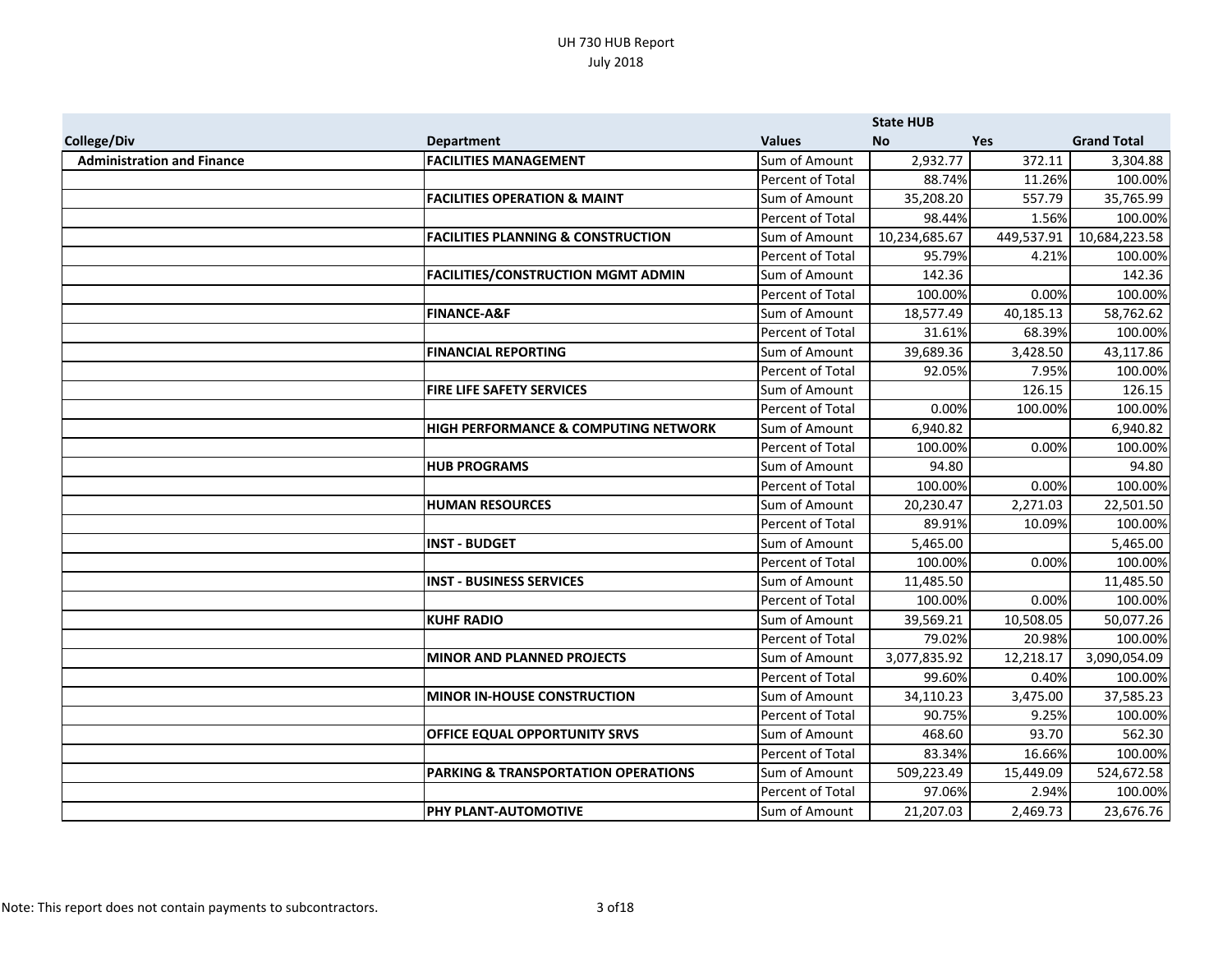UH 730 HUB Report
July 2018

| | | | State HUB | | |
|---|---|---|---|---|---|
| **College/Div** | **Department** | **Values** | **No** | **Yes** | **Grand Total** |
| **Administration and Finance** | **FACILITIES MANAGEMENT** | Sum of Amount | 2,932.77 | 372.11 | 3,304.88 |
| | | Percent of Total | 88.74% | 11.26% | 100.00% |
| | **FACILITIES OPERATION & MAINT** | Sum of Amount | 35,208.20 | 557.79 | 35,765.99 |
| | | Percent of Total | 98.44% | 1.56% | 100.00% |
| | **FACILITIES PLANNING & CONSTRUCTION** | Sum of Amount | 10,234,685.67 | 449,537.91 | 10,684,223.58 |
| | | Percent of Total | 95.79% | 4.21% | 100.00% |
| | **FACILITIES/CONSTRUCTION MGMT ADMIN** | Sum of Amount | 142.36 | | 142.36 |
| | | Percent of Total | 100.00% | 0.00% | 100.00% |
| | **FINANCE-A&F** | Sum of Amount | 18,577.49 | 40,185.13 | 58,762.62 |
| | | Percent of Total | 31.61% | 68.39% | 100.00% |
| | **FINANCIAL REPORTING** | Sum of Amount | 39,689.36 | 3,428.50 | 43,117.86 |
| | | Percent of Total | 92.05% | 7.95% | 100.00% |
| | **FIRE LIFE SAFETY SERVICES** | Sum of Amount | | 126.15 | 126.15 |
| | | Percent of Total | 0.00% | 100.00% | 100.00% |
| | **HIGH PERFORMANCE & COMPUTING NETWORK** | Sum of Amount | 6,940.82 | | 6,940.82 |
| | | Percent of Total | 100.00% | 0.00% | 100.00% |
| | **HUB PROGRAMS** | Sum of Amount | 94.80 | | 94.80 |
| | | Percent of Total | 100.00% | 0.00% | 100.00% |
| | **HUMAN RESOURCES** | Sum of Amount | 20,230.47 | 2,271.03 | 22,501.50 |
| | | Percent of Total | 89.91% | 10.09% | 100.00% |
| | **INST - BUDGET** | Sum of Amount | 5,465.00 | | 5,465.00 |
| | | Percent of Total | 100.00% | 0.00% | 100.00% |
| | **INST - BUSINESS SERVICES** | Sum of Amount | 11,485.50 | | 11,485.50 |
| | | Percent of Total | 100.00% | 0.00% | 100.00% |
| | **KUHF RADIO** | Sum of Amount | 39,569.21 | 10,508.05 | 50,077.26 |
| | | Percent of Total | 79.02% | 20.98% | 100.00% |
| | **MINOR AND PLANNED PROJECTS** | Sum of Amount | 3,077,835.92 | 12,218.17 | 3,090,054.09 |
| | | Percent of Total | 99.60% | 0.40% | 100.00% |
| | **MINOR IN-HOUSE CONSTRUCTION** | Sum of Amount | 34,110.23 | 3,475.00 | 37,585.23 |
| | | Percent of Total | 90.75% | 9.25% | 100.00% |
| | **OFFICE EQUAL OPPORTUNITY SRVS** | Sum of Amount | 468.60 | 93.70 | 562.30 |
| | | Percent of Total | 83.34% | 16.66% | 100.00% |
| | **PARKING & TRANSPORTATION OPERATIONS** | Sum of Amount | 509,223.49 | 15,449.09 | 524,672.58 |
| | | Percent of Total | 97.06% | 2.94% | 100.00% |
| | **PHY PLANT-AUTOMOTIVE** | Sum of Amount | 21,207.03 | 2,469.73 | 23,676.76 |

Note: This report does not contain payments to subcontractors.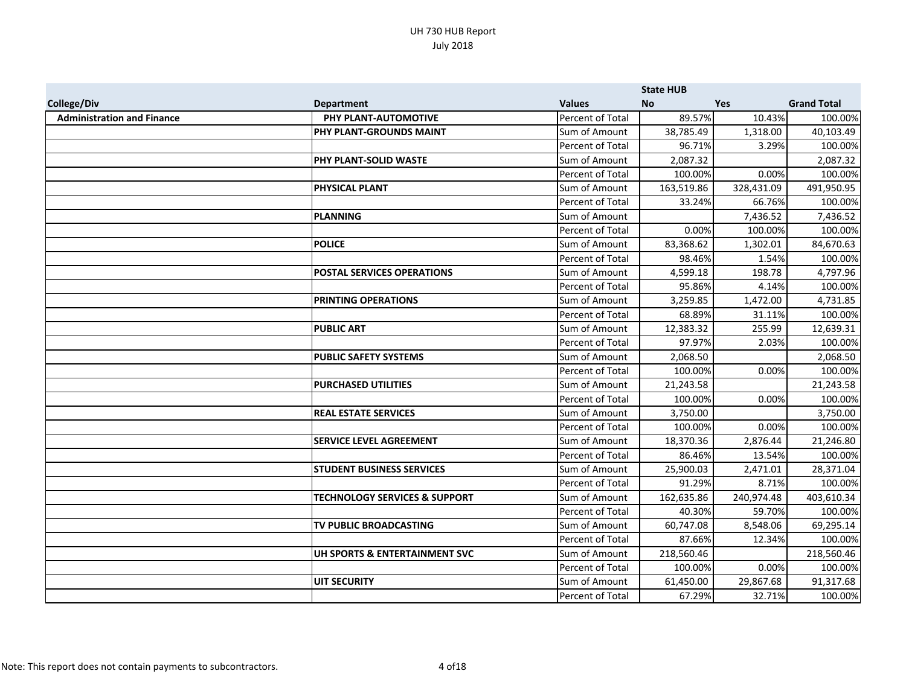UH 730 HUB Report
July 2018

| | | | State HUB | | |
|---|---|---|---|---|---|
| **College/Div** | **Department** | **Values** | **No** | **Yes** | **Grand Total** |
| **Administration and Finance** | **PHY PLANT-AUTOMOTIVE** | Percent of Total | 89.57% | 10.43% | 100.00% |
| | **PHY PLANT-GROUNDS MAINT** | Sum of Amount | 38,785.49 | 1,318.00 | 40,103.49 |
| | | Percent of Total | 96.71% | 3.29% | 100.00% |
| | **PHY PLANT-SOLID WASTE** | Sum of Amount | 2,087.32 | | 2,087.32 |
| | | Percent of Total | 100.00% | 0.00% | 100.00% |
| | **PHYSICAL PLANT** | Sum of Amount | 163,519.86 | 328,431.09 | 491,950.95 |
| | | Percent of Total | 33.24% | 66.76% | 100.00% |
| | **PLANNING** | Sum of Amount | | 7,436.52 | 7,436.52 |
| | | Percent of Total | 0.00% | 100.00% | 100.00% |
| | **POLICE** | Sum of Amount | 83,368.62 | 1,302.01 | 84,670.63 |
| | | Percent of Total | 98.46% | 1.54% | 100.00% |
| | **POSTAL SERVICES OPERATIONS** | Sum of Amount | 4,599.18 | 198.78 | 4,797.96 |
| | | Percent of Total | 95.86% | 4.14% | 100.00% |
| | **PRINTING OPERATIONS** | Sum of Amount | 3,259.85 | 1,472.00 | 4,731.85 |
| | | Percent of Total | 68.89% | 31.11% | 100.00% |
| | **PUBLIC ART** | Sum of Amount | 12,383.32 | 255.99 | 12,639.31 |
| | | Percent of Total | 97.97% | 2.03% | 100.00% |
| | **PUBLIC SAFETY SYSTEMS** | Sum of Amount | 2,068.50 | | 2,068.50 |
| | | Percent of Total | 100.00% | 0.00% | 100.00% |
| | **PURCHASED UTILITIES** | Sum of Amount | 21,243.58 | | 21,243.58 |
| | | Percent of Total | 100.00% | 0.00% | 100.00% |
| | **REAL ESTATE SERVICES** | Sum of Amount | 3,750.00 | | 3,750.00 |
| | | Percent of Total | 100.00% | 0.00% | 100.00% |
| | **SERVICE LEVEL AGREEMENT** | Sum of Amount | 18,370.36 | 2,876.44 | 21,246.80 |
| | | Percent of Total | 86.46% | 13.54% | 100.00% |
| | **STUDENT BUSINESS SERVICES** | Sum of Amount | 25,900.03 | 2,471.01 | 28,371.04 |
| | | Percent of Total | 91.29% | 8.71% | 100.00% |
| | **TECHNOLOGY SERVICES & SUPPORT** | Sum of Amount | 162,635.86 | 240,974.48 | 403,610.34 |
| | | Percent of Total | 40.30% | 59.70% | 100.00% |
| | **TV PUBLIC BROADCASTING** | Sum of Amount | 60,747.08 | 8,548.06 | 69,295.14 |
| | | Percent of Total | 87.66% | 12.34% | 100.00% |
| | **UH SPORTS & ENTERTAINMENT SVC** | Sum of Amount | 218,560.46 | | 218,560.46 |
| | | Percent of Total | 100.00% | 0.00% | 100.00% |
| | **UIT SECURITY** | Sum of Amount | 61,450.00 | 29,867.68 | 91,317.68 |
| | | Percent of Total | 67.29% | 32.71% | 100.00% |

Note: This report does not contain payments to subcontractors.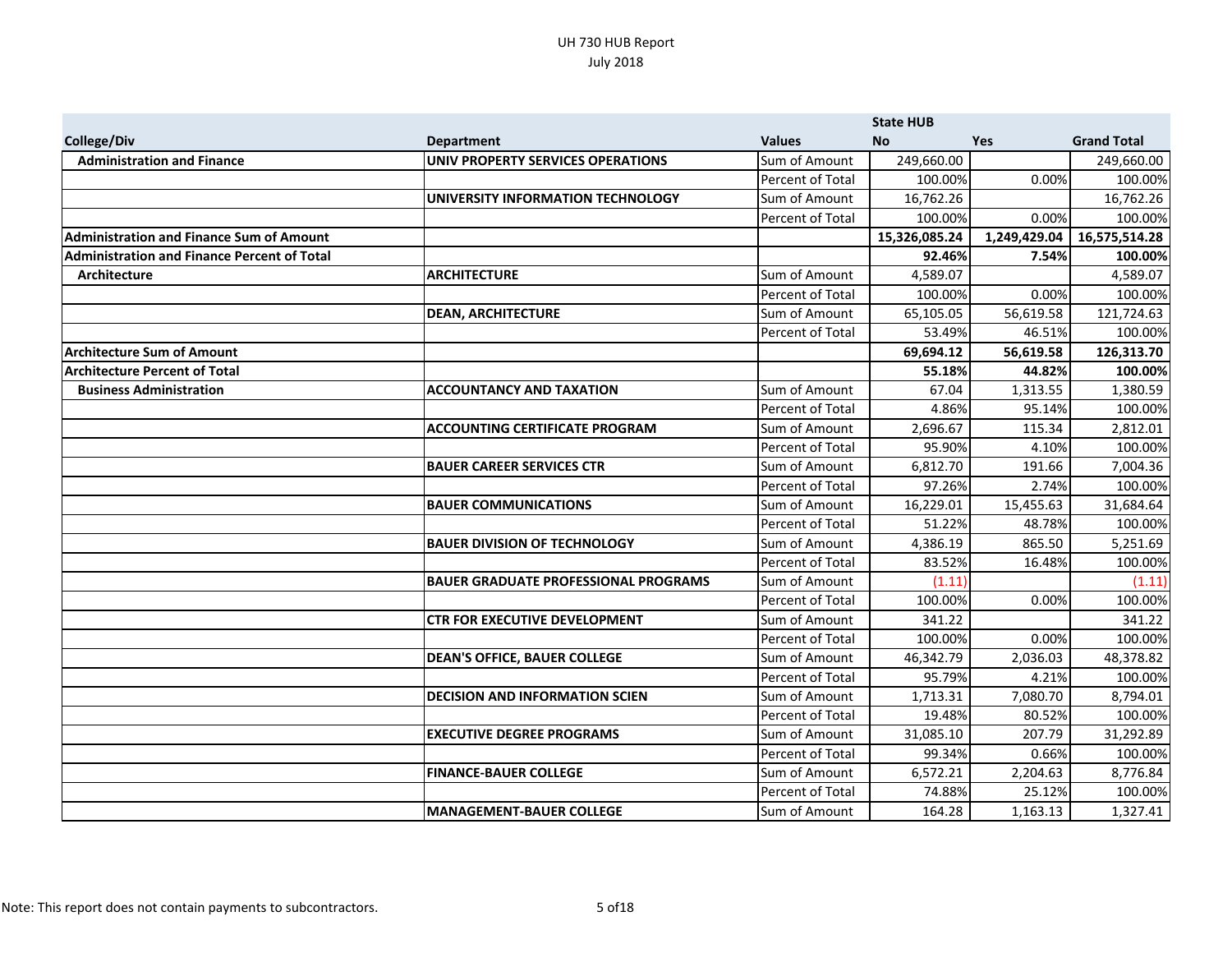UH 730 HUB Report
July 2018

| College/Div | Department | Values | State HUB No | Yes | Grand Total |
|---|---|---|---|---|---|
| **Administration and Finance** | **UNIV PROPERTY SERVICES OPERATIONS** | Sum of Amount | 249,660.00 | | 249,660.00 |
| | | Percent of Total | 100.00% | 0.00% | 100.00% |
| | **UNIVERSITY INFORMATION TECHNOLOGY** | Sum of Amount | 16,762.26 | | 16,762.26 |
| | | Percent of Total | 100.00% | 0.00% | 100.00% |
| **Administration and Finance Sum of Amount** | | | **15,326,085.24** | **1,249,429.04** | **16,575,514.28** |
| **Administration and Finance Percent of Total** | | | **92.46%** | **7.54%** | **100.00%** |
| **Architecture** | **ARCHITECTURE** | Sum of Amount | 4,589.07 | | 4,589.07 |
| | | Percent of Total | 100.00% | 0.00% | 100.00% |
| | **DEAN, ARCHITECTURE** | Sum of Amount | 65,105.05 | 56,619.58 | 121,724.63 |
| | | Percent of Total | 53.49% | 46.51% | 100.00% |
| **Architecture Sum of Amount** | | | **69,694.12** | **56,619.58** | **126,313.70** |
| **Architecture Percent of Total** | | | **55.18%** | **44.82%** | **100.00%** |
| **Business Administration** | **ACCOUNTANCY AND TAXATION** | Sum of Amount | 67.04 | 1,313.55 | 1,380.59 |
| | | Percent of Total | 4.86% | 95.14% | 100.00% |
| | **ACCOUNTING CERTIFICATE PROGRAM** | Sum of Amount | 2,696.67 | 115.34 | 2,812.01 |
| | | Percent of Total | 95.90% | 4.10% | 100.00% |
| | **BAUER CAREER SERVICES CTR** | Sum of Amount | 6,812.70 | 191.66 | 7,004.36 |
| | | Percent of Total | 97.26% | 2.74% | 100.00% |
| | **BAUER COMMUNICATIONS** | Sum of Amount | 16,229.01 | 15,455.63 | 31,684.64 |
| | | Percent of Total | 51.22% | 48.78% | 100.00% |
| | **BAUER DIVISION OF TECHNOLOGY** | Sum of Amount | 4,386.19 | 865.50 | 5,251.69 |
| | | Percent of Total | 83.52% | 16.48% | 100.00% |
| | **BAUER GRADUATE PROFESSIONAL PROGRAMS** | Sum of Amount | (1.11) | | (1.11) |
| | | Percent of Total | 100.00% | 0.00% | 100.00% |
| | **CTR FOR EXECUTIVE DEVELOPMENT** | Sum of Amount | 341.22 | | 341.22 |
| | | Percent of Total | 100.00% | 0.00% | 100.00% |
| | **DEAN'S OFFICE, BAUER COLLEGE** | Sum of Amount | 46,342.79 | 2,036.03 | 48,378.82 |
| | | Percent of Total | 95.79% | 4.21% | 100.00% |
| | **DECISION AND INFORMATION SCIEN** | Sum of Amount | 1,713.31 | 7,080.70 | 8,794.01 |
| | | Percent of Total | 19.48% | 80.52% | 100.00% |
| | **EXECUTIVE DEGREE PROGRAMS** | Sum of Amount | 31,085.10 | 207.79 | 31,292.89 |
| | | Percent of Total | 99.34% | 0.66% | 100.00% |
| | **FINANCE-BAUER COLLEGE** | Sum of Amount | 6,572.21 | 2,204.63 | 8,776.84 |
| | | Percent of Total | 74.88% | 25.12% | 100.00% |
| | **MANAGEMENT-BAUER COLLEGE** | Sum of Amount | 164.28 | 1,163.13 | 1,327.41 |

Note: This report does not contain payments to subcontractors.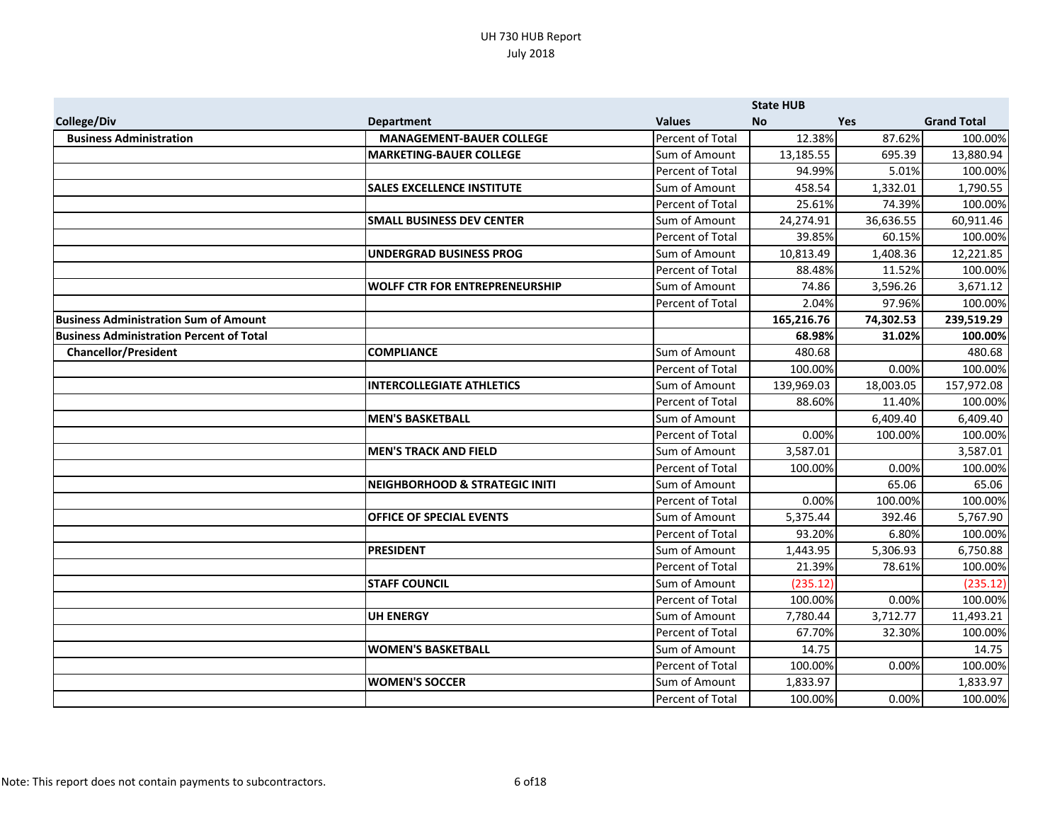UH 730 HUB Report
July 2018

| | | | State HUB | | |
|---|---|---|---|---|---|
| **College/Div** | **Department** | **Values** | **No** | **Yes** | **Grand Total** |
| **Business Administration** | **MANAGEMENT-BAUER COLLEGE** | Percent of Total | 12.38% | 87.62% | 100.00% |
| | **MARKETING-BAUER COLLEGE** | Sum of Amount | 13,185.55 | 695.39 | 13,880.94 |
| | | Percent of Total | 94.99% | 5.01% | 100.00% |
| | **SALES EXCELLENCE INSTITUTE** | Sum of Amount | 458.54 | 1,332.01 | 1,790.55 |
| | | Percent of Total | 25.61% | 74.39% | 100.00% |
| | **SMALL BUSINESS DEV CENTER** | Sum of Amount | 24,274.91 | 36,636.55 | 60,911.46 |
| | | Percent of Total | 39.85% | 60.15% | 100.00% |
| | **UNDERGRAD BUSINESS PROG** | Sum of Amount | 10,813.49 | 1,408.36 | 12,221.85 |
| | | Percent of Total | 88.48% | 11.52% | 100.00% |
| | **WOLFF CTR FOR ENTREPRENEURSHIP** | Sum of Amount | 74.86 | 3,596.26 | 3,671.12 |
| | | Percent of Total | 2.04% | 97.96% | 100.00% |
| **Business Administration Sum of Amount** | | | **165,216.76** | **74,302.53** | **239,519.29** |
| **Business Administration Percent of Total** | | | **68.98%** | **31.02%** | **100.00%** |
| **Chancellor/President** | **COMPLIANCE** | Sum of Amount | 480.68 | | 480.68 |
| | | Percent of Total | 100.00% | 0.00% | 100.00% |
| | **INTERCOLLEGIATE ATHLETICS** | Sum of Amount | 139,969.03 | 18,003.05 | 157,972.08 |
| | | Percent of Total | 88.60% | 11.40% | 100.00% |
| | **MEN'S BASKETBALL** | Sum of Amount | | 6,409.40 | 6,409.40 |
| | | Percent of Total | 0.00% | 100.00% | 100.00% |
| | **MEN'S TRACK AND FIELD** | Sum of Amount | 3,587.01 | | 3,587.01 |
| | | Percent of Total | 100.00% | 0.00% | 100.00% |
| | **NEIGHBORHOOD & STRATEGIC INITI** | Sum of Amount | | 65.06 | 65.06 |
| | | Percent of Total | 0.00% | 100.00% | 100.00% |
| | **OFFICE OF SPECIAL EVENTS** | Sum of Amount | 5,375.44 | 392.46 | 5,767.90 |
| | | Percent of Total | 93.20% | 6.80% | 100.00% |
| | **PRESIDENT** | Sum of Amount | 1,443.95 | 5,306.93 | 6,750.88 |
| | | Percent of Total | 21.39% | 78.61% | 100.00% |
| | **STAFF COUNCIL** | Sum of Amount | (235.12) | | (235.12) |
| | | Percent of Total | 100.00% | 0.00% | 100.00% |
| | **UH ENERGY** | Sum of Amount | 7,780.44 | 3,712.77 | 11,493.21 |
| | | Percent of Total | 67.70% | 32.30% | 100.00% |
| | **WOMEN'S BASKETBALL** | Sum of Amount | 14.75 | | 14.75 |
| | | Percent of Total | 100.00% | 0.00% | 100.00% |
| | **WOMEN'S SOCCER** | Sum of Amount | 1,833.97 | | 1,833.97 |
| | | Percent of Total | 100.00% | 0.00% | 100.00% |

Note: This report does not contain payments to subcontractors.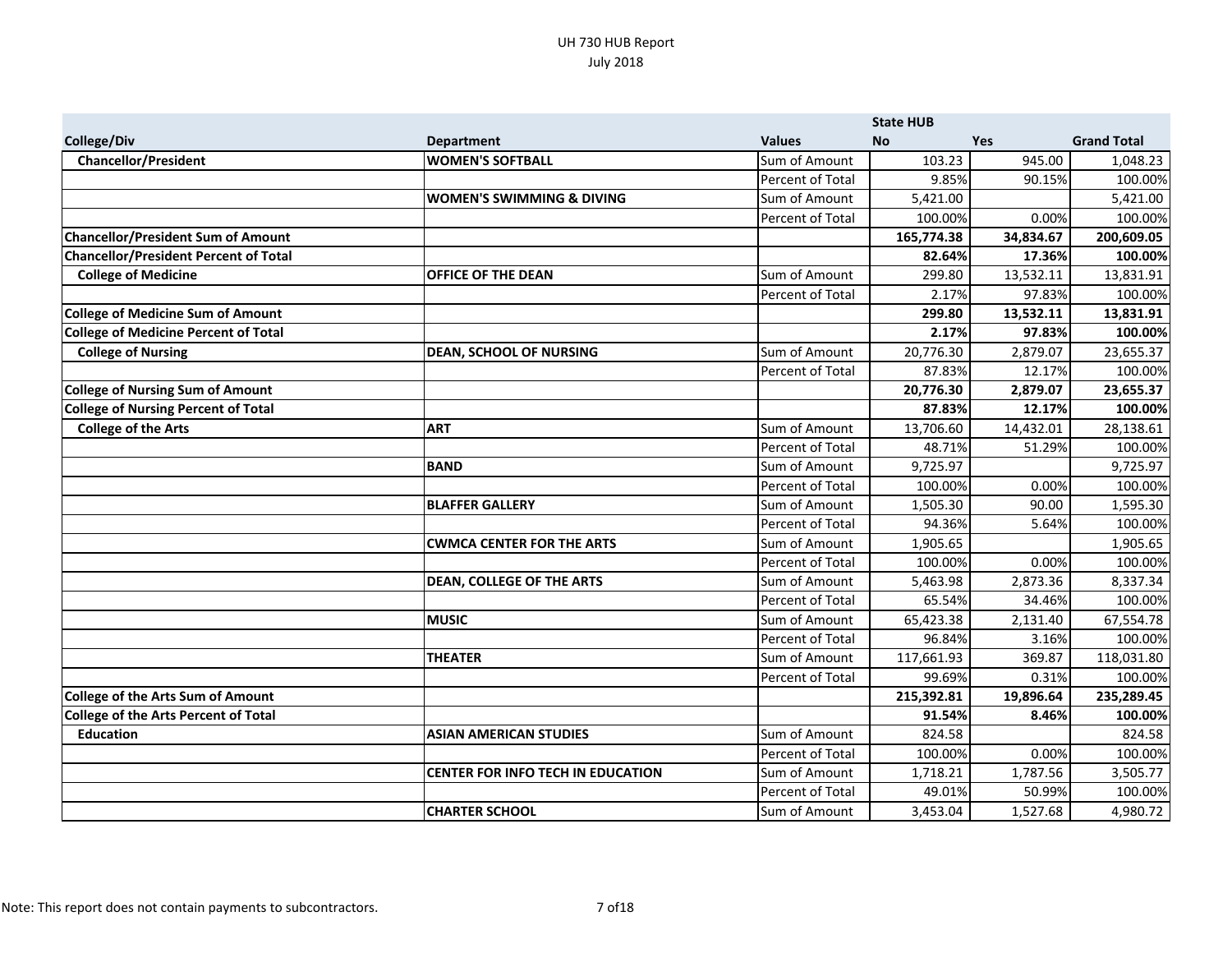# UH 730 HUB Report
July 2018

| | | | State HUB | | |
|---|---|---|---|---|---|
| **College/Div** | **Department** | **Values** | **No** | **Yes** | **Grand Total** |
| **Chancellor/President** | **WOMEN'S SOFTBALL** | Sum of Amount | 103.23 | 945.00 | 1,048.23 |
| | | Percent of Total | 9.85% | 90.15% | 100.00% |
| | **WOMEN'S SWIMMING & DIVING** | Sum of Amount | 5,421.00 | | 5,421.00 |
| | | Percent of Total | 100.00% | 0.00% | 100.00% |
| **Chancellor/President Sum of Amount** | | | **165,774.38** | **34,834.67** | **200,609.05** |
| **Chancellor/President Percent of Total** | | | **82.64%** | **17.36%** | **100.00%** |
| **College of Medicine** | **OFFICE OF THE DEAN** | Sum of Amount | 299.80 | 13,532.11 | 13,831.91 |
| | | Percent of Total | 2.17% | 97.83% | 100.00% |
| **College of Medicine Sum of Amount** | | | **299.80** | **13,532.11** | **13,831.91** |
| **College of Medicine Percent of Total** | | | **2.17%** | **97.83%** | **100.00%** |
| **College of Nursing** | **DEAN, SCHOOL OF NURSING** | Sum of Amount | 20,776.30 | 2,879.07 | 23,655.37 |
| | | Percent of Total | 87.83% | 12.17% | 100.00% |
| **College of Nursing Sum of Amount** | | | **20,776.30** | **2,879.07** | **23,655.37** |
| **College of Nursing Percent of Total** | | | **87.83%** | **12.17%** | **100.00%** |
| **College of the Arts** | **ART** | Sum of Amount | 13,706.60 | 14,432.01 | 28,138.61 |
| | | Percent of Total | 48.71% | 51.29% | 100.00% |
| | **BAND** | Sum of Amount | 9,725.97 | | 9,725.97 |
| | | Percent of Total | 100.00% | 0.00% | 100.00% |
| | **BLAFFER GALLERY** | Sum of Amount | 1,505.30 | 90.00 | 1,595.30 |
| | | Percent of Total | 94.36% | 5.64% | 100.00% |
| | **CWMCA CENTER FOR THE ARTS** | Sum of Amount | 1,905.65 | | 1,905.65 |
| | | Percent of Total | 100.00% | 0.00% | 100.00% |
| | **DEAN, COLLEGE OF THE ARTS** | Sum of Amount | 5,463.98 | 2,873.36 | 8,337.34 |
| | | Percent of Total | 65.54% | 34.46% | 100.00% |
| | **MUSIC** | Sum of Amount | 65,423.38 | 2,131.40 | 67,554.78 |
| | | Percent of Total | 96.84% | 3.16% | 100.00% |
| | **THEATER** | Sum of Amount | 117,661.93 | 369.87 | 118,031.80 |
| | | Percent of Total | 99.69% | 0.31% | 100.00% |
| **College of the Arts Sum of Amount** | | | **215,392.81** | **19,896.64** | **235,289.45** |
| **College of the Arts Percent of Total** | | | **91.54%** | **8.46%** | **100.00%** |
| **Education** | **ASIAN AMERICAN STUDIES** | Sum of Amount | 824.58 | | 824.58 |
| | | Percent of Total | 100.00% | 0.00% | 100.00% |
| | **CENTER FOR INFO TECH IN EDUCATION** | Sum of Amount | 1,718.21 | 1,787.56 | 3,505.77 |
| | | Percent of Total | 49.01% | 50.99% | 100.00% |
| | **CHARTER SCHOOL** | Sum of Amount | 3,453.04 | 1,527.68 | 4,980.72 |

Note: This report does not contain payments to subcontractors.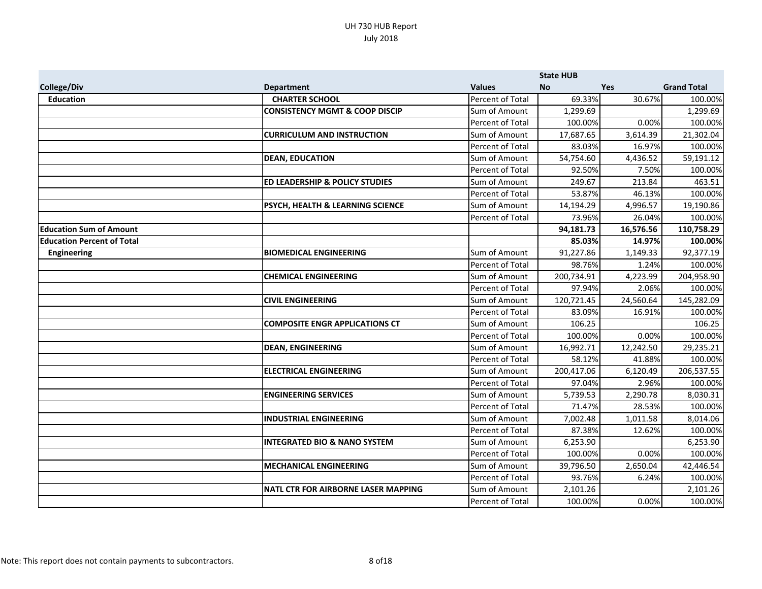# UH 730 HUB Report
July 2018

| College/Div | Department | Values | State HUB No | Yes | Grand Total |
|---|---|---|---|---|---|
| **Education** | **CHARTER SCHOOL** | Percent of Total | 69.33% | 30.67% | 100.00% |
| | **CONSISTENCY MGMT & COOP DISCIP** | Sum of Amount | 1,299.69 | | 1,299.69 |
| | | Percent of Total | 100.00% | 0.00% | 100.00% |
| | **CURRICULUM AND INSTRUCTION** | Sum of Amount | 17,687.65 | 3,614.39 | 21,302.04 |
| | | Percent of Total | 83.03% | 16.97% | 100.00% |
| | **DEAN, EDUCATION** | Sum of Amount | 54,754.60 | 4,436.52 | 59,191.12 |
| | | Percent of Total | 92.50% | 7.50% | 100.00% |
| | **ED LEADERSHIP & POLICY STUDIES** | Sum of Amount | 249.67 | 213.84 | 463.51 |
| | | Percent of Total | 53.87% | 46.13% | 100.00% |
| | **PSYCH, HEALTH & LEARNING SCIENCE** | Sum of Amount | 14,194.29 | 4,996.57 | 19,190.86 |
| | | Percent of Total | 73.96% | 26.04% | 100.00% |
| **Education Sum of Amount** | | | **94,181.73** | **16,576.56** | **110,758.29** |
| **Education Percent of Total** | | | **85.03%** | **14.97%** | **100.00%** |
| **Engineering** | **BIOMEDICAL ENGINEERING** | Sum of Amount | 91,227.86 | 1,149.33 | 92,377.19 |
| | | Percent of Total | 98.76% | 1.24% | 100.00% |
| | **CHEMICAL ENGINEERING** | Sum of Amount | 200,734.91 | 4,223.99 | 204,958.90 |
| | | Percent of Total | 97.94% | 2.06% | 100.00% |
| | **CIVIL ENGINEERING** | Sum of Amount | 120,721.45 | 24,560.64 | 145,282.09 |
| | | Percent of Total | 83.09% | 16.91% | 100.00% |
| | **COMPOSITE ENGR APPLICATIONS CT** | Sum of Amount | 106.25 | | 106.25 |
| | | Percent of Total | 100.00% | 0.00% | 100.00% |
| | **DEAN, ENGINEERING** | Sum of Amount | 16,992.71 | 12,242.50 | 29,235.21 |
| | | Percent of Total | 58.12% | 41.88% | 100.00% |
| | **ELECTRICAL ENGINEERING** | Sum of Amount | 200,417.06 | 6,120.49 | 206,537.55 |
| | | Percent of Total | 97.04% | 2.96% | 100.00% |
| | **ENGINEERING SERVICES** | Sum of Amount | 5,739.53 | 2,290.78 | 8,030.31 |
| | | Percent of Total | 71.47% | 28.53% | 100.00% |
| | **INDUSTRIAL ENGINEERING** | Sum of Amount | 7,002.48 | 1,011.58 | 8,014.06 |
| | | Percent of Total | 87.38% | 12.62% | 100.00% |
| | **INTEGRATED BIO & NANO SYSTEM** | Sum of Amount | 6,253.90 | | 6,253.90 |
| | | Percent of Total | 100.00% | 0.00% | 100.00% |
| | **MECHANICAL ENGINEERING** | Sum of Amount | 39,796.50 | 2,650.04 | 42,446.54 |
| | | Percent of Total | 93.76% | 6.24% | 100.00% |
| | **NATL CTR FOR AIRBORNE LASER MAPPING** | Sum of Amount | 2,101.26 | | 2,101.26 |
| | | Percent of Total | 100.00% | 0.00% | 100.00% |

Note: This report does not contain payments to subcontractors.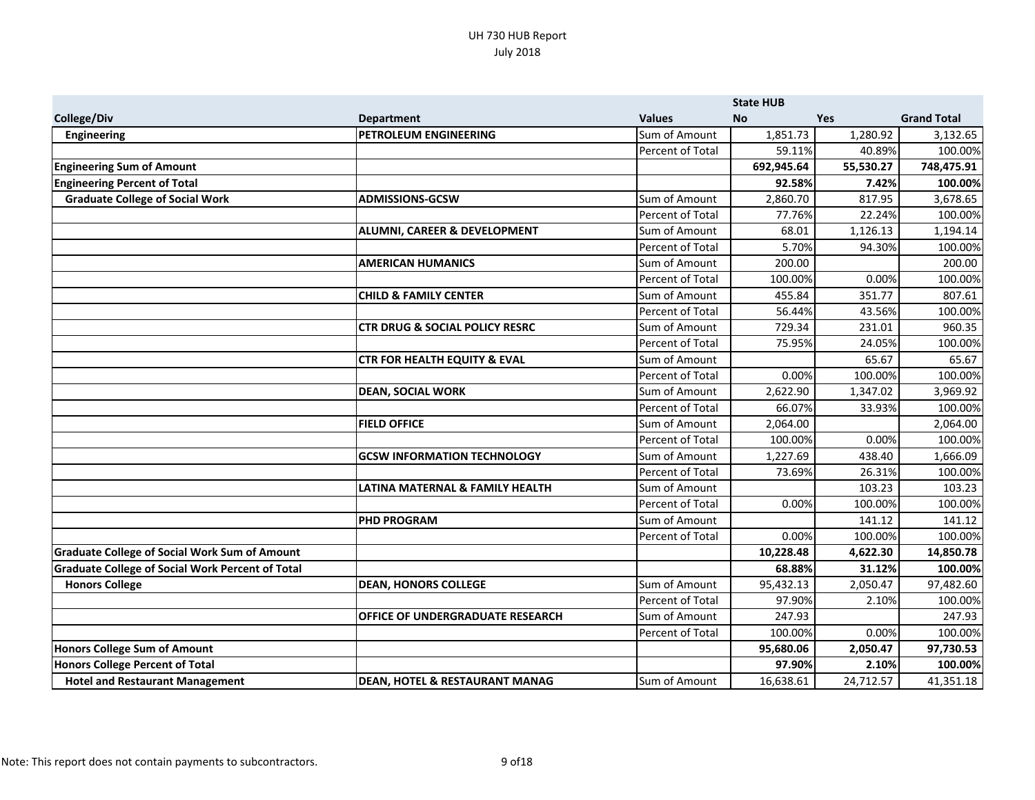UH 730 HUB Report
July 2018

| College/Div | Department | Values | State HUB No | Yes | Grand Total |
|---|---|---|---|---|---|
| **Engineering** | **PETROLEUM ENGINEERING** | Sum of Amount | 1,851.73 | 1,280.92 | 3,132.65 |
| | | Percent of Total | 59.11% | 40.89% | 100.00% |
| **Engineering Sum of Amount** | | | **692,945.64** | **55,530.27** | **748,475.91** |
| **Engineering Percent of Total** | | | **92.58%** | **7.42%** | **100.00%** |
| **Graduate College of Social Work** | **ADMISSIONS-GCSW** | Sum of Amount | 2,860.70 | 817.95 | 3,678.65 |
| | | Percent of Total | 77.76% | 22.24% | 100.00% |
| | **ALUMNI, CAREER & DEVELOPMENT** | Sum of Amount | 68.01 | 1,126.13 | 1,194.14 |
| | | Percent of Total | 5.70% | 94.30% | 100.00% |
| | **AMERICAN HUMANICS** | Sum of Amount | 200.00 | | 200.00 |
| | | Percent of Total | 100.00% | 0.00% | 100.00% |
| | **CHILD & FAMILY CENTER** | Sum of Amount | 455.84 | 351.77 | 807.61 |
| | | Percent of Total | 56.44% | 43.56% | 100.00% |
| | **CTR DRUG & SOCIAL POLICY RESRC** | Sum of Amount | 729.34 | 231.01 | 960.35 |
| | | Percent of Total | 75.95% | 24.05% | 100.00% |
| | **CTR FOR HEALTH EQUITY & EVAL** | Sum of Amount | | 65.67 | 65.67 |
| | | Percent of Total | 0.00% | 100.00% | 100.00% |
| | **DEAN, SOCIAL WORK** | Sum of Amount | 2,622.90 | 1,347.02 | 3,969.92 |
| | | Percent of Total | 66.07% | 33.93% | 100.00% |
| | **FIELD OFFICE** | Sum of Amount | 2,064.00 | | 2,064.00 |
| | | Percent of Total | 100.00% | 0.00% | 100.00% |
| | **GCSW INFORMATION TECHNOLOGY** | Sum of Amount | 1,227.69 | 438.40 | 1,666.09 |
| | | Percent of Total | 73.69% | 26.31% | 100.00% |
| | **LATINA MATERNAL & FAMILY HEALTH** | Sum of Amount | | 103.23 | 103.23 |
| | | Percent of Total | 0.00% | 100.00% | 100.00% |
| | **PHD PROGRAM** | Sum of Amount | | 141.12 | 141.12 |
| | | Percent of Total | 0.00% | 100.00% | 100.00% |
| **Graduate College of Social Work Sum of Amount** | | | **10,228.48** | **4,622.30** | **14,850.78** |
| **Graduate College of Social Work Percent of Total** | | | **68.88%** | **31.12%** | **100.00%** |
| **Honors College** | **DEAN, HONORS COLLEGE** | Sum of Amount | 95,432.13 | 2,050.47 | 97,482.60 |
| | | Percent of Total | 97.90% | 2.10% | 100.00% |
| | **OFFICE OF UNDERGRADUATE RESEARCH** | Sum of Amount | 247.93 | | 247.93 |
| | | Percent of Total | 100.00% | 0.00% | 100.00% |
| **Honors College Sum of Amount** | | | **95,680.06** | **2,050.47** | **97,730.53** |
| **Honors College Percent of Total** | | | **97.90%** | **2.10%** | **100.00%** |
| **Hotel and Restaurant Management** | **DEAN, HOTEL & RESTAURANT MANAG** | Sum of Amount | 16,638.61 | 24,712.57 | 41,351.18 |

Note: This report does not contain payments to subcontractors.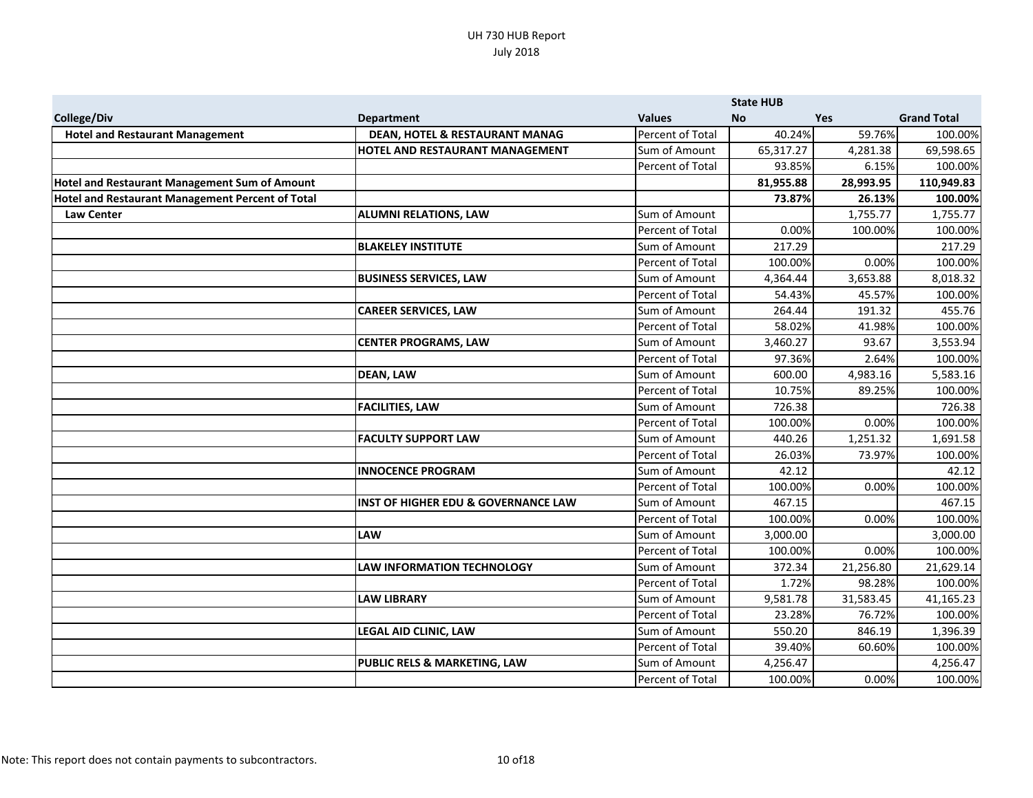UH 730 HUB Report
July 2018

| College/Div | Department | Values | State HUB No | Yes | Grand Total |
|---|---|---|---|---|---|
| **Hotel and Restaurant Management** | **DEAN, HOTEL & RESTAURANT MANAG** | Percent of Total | 40.24% | 59.76% | 100.00% |
| | **HOTEL AND RESTAURANT MANAGEMENT** | Sum of Amount | 65,317.27 | 4,281.38 | 69,598.65 |
| | | Percent of Total | 93.85% | 6.15% | 100.00% |
| **Hotel and Restaurant Management Sum of Amount** | | | **81,955.88** | **28,993.95** | **110,949.83** |
| **Hotel and Restaurant Management Percent of Total** | | | **73.87%** | **26.13%** | **100.00%** |
| **Law Center** | **ALUMNI RELATIONS, LAW** | Sum of Amount | | 1,755.77 | 1,755.77 |
| | | Percent of Total | 0.00% | 100.00% | 100.00% |
| | **BLAKELEY INSTITUTE** | Sum of Amount | 217.29 | | 217.29 |
| | | Percent of Total | 100.00% | 0.00% | 100.00% |
| | **BUSINESS SERVICES, LAW** | Sum of Amount | 4,364.44 | 3,653.88 | 8,018.32 |
| | | Percent of Total | 54.43% | 45.57% | 100.00% |
| | **CAREER SERVICES, LAW** | Sum of Amount | 264.44 | 191.32 | 455.76 |
| | | Percent of Total | 58.02% | 41.98% | 100.00% |
| | **CENTER PROGRAMS, LAW** | Sum of Amount | 3,460.27 | 93.67 | 3,553.94 |
| | | Percent of Total | 97.36% | 2.64% | 100.00% |
| | **DEAN, LAW** | Sum of Amount | 600.00 | 4,983.16 | 5,583.16 |
| | | Percent of Total | 10.75% | 89.25% | 100.00% |
| | **FACILITIES, LAW** | Sum of Amount | 726.38 | | 726.38 |
| | | Percent of Total | 100.00% | 0.00% | 100.00% |
| | **FACULTY SUPPORT LAW** | Sum of Amount | 440.26 | 1,251.32 | 1,691.58 |
| | | Percent of Total | 26.03% | 73.97% | 100.00% |
| | **INNOCENCE PROGRAM** | Sum of Amount | 42.12 | | 42.12 |
| | | Percent of Total | 100.00% | 0.00% | 100.00% |
| | **INST OF HIGHER EDU & GOVERNANCE LAW** | Sum of Amount | 467.15 | | 467.15 |
| | | Percent of Total | 100.00% | 0.00% | 100.00% |
| | **LAW** | Sum of Amount | 3,000.00 | | 3,000.00 |
| | | Percent of Total | 100.00% | 0.00% | 100.00% |
| | **LAW INFORMATION TECHNOLOGY** | Sum of Amount | 372.34 | 21,256.80 | 21,629.14 |
| | | Percent of Total | 1.72% | 98.28% | 100.00% |
| | **LAW LIBRARY** | Sum of Amount | 9,581.78 | 31,583.45 | 41,165.23 |
| | | Percent of Total | 23.28% | 76.72% | 100.00% |
| | **LEGAL AID CLINIC, LAW** | Sum of Amount | 550.20 | 846.19 | 1,396.39 |
| | | Percent of Total | 39.40% | 60.60% | 100.00% |
| | **PUBLIC RELS & MARKETING, LAW** | Sum of Amount | 4,256.47 | | 4,256.47 |
| | | Percent of Total | 100.00% | 0.00% | 100.00% |

Note: This report does not contain payments to subcontractors.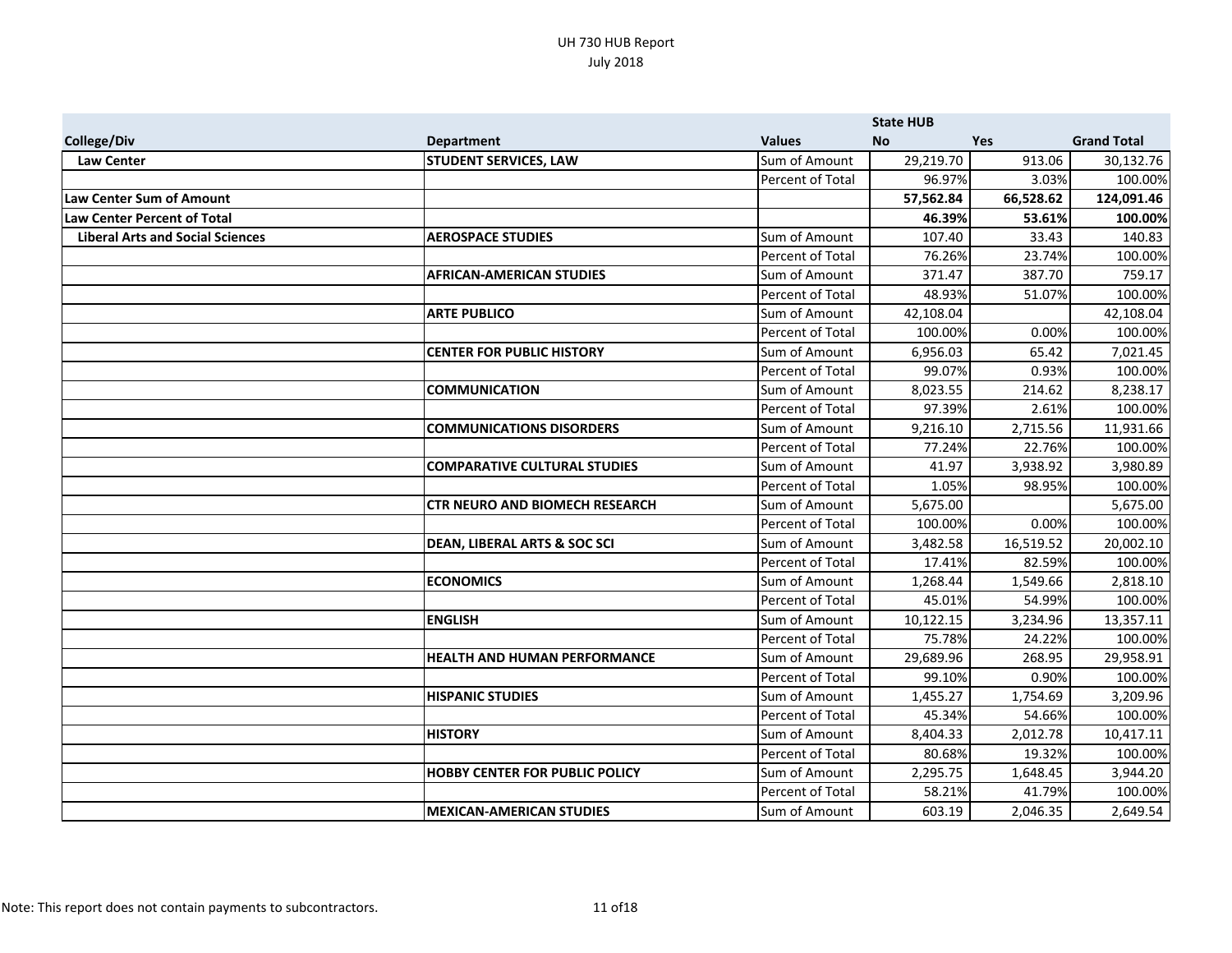UH 730 HUB Report
July 2018

| College/Div | Department | Values | State HUB No | Yes | Grand Total |
|---|---|---|---|---|---|
| **Law Center** | **STUDENT SERVICES, LAW** | Sum of Amount | 29,219.70 | 913.06 | 30,132.76 |
| | | Percent of Total | 96.97% | 3.03% | 100.00% |
| **Law Center Sum of Amount** | | | **57,562.84** | **66,528.62** | **124,091.46** |
| **Law Center Percent of Total** | | | **46.39%** | **53.61%** | **100.00%** |
| **Liberal Arts and Social Sciences** | **AEROSPACE STUDIES** | Sum of Amount | 107.40 | 33.43 | 140.83 |
| | | Percent of Total | 76.26% | 23.74% | 100.00% |
| | **AFRICAN-AMERICAN STUDIES** | Sum of Amount | 371.47 | 387.70 | 759.17 |
| | | Percent of Total | 48.93% | 51.07% | 100.00% |
| | **ARTE PUBLICO** | Sum of Amount | 42,108.04 | | 42,108.04 |
| | | Percent of Total | 100.00% | 0.00% | 100.00% |
| | **CENTER FOR PUBLIC HISTORY** | Sum of Amount | 6,956.03 | 65.42 | 7,021.45 |
| | | Percent of Total | 99.07% | 0.93% | 100.00% |
| | **COMMUNICATION** | Sum of Amount | 8,023.55 | 214.62 | 8,238.17 |
| | | Percent of Total | 97.39% | 2.61% | 100.00% |
| | **COMMUNICATIONS DISORDERS** | Sum of Amount | 9,216.10 | 2,715.56 | 11,931.66 |
| | | Percent of Total | 77.24% | 22.76% | 100.00% |
| | **COMPARATIVE CULTURAL STUDIES** | Sum of Amount | 41.97 | 3,938.92 | 3,980.89 |
| | | Percent of Total | 1.05% | 98.95% | 100.00% |
| | **CTR NEURO AND BIOMECH RESEARCH** | Sum of Amount | 5,675.00 | | 5,675.00 |
| | | Percent of Total | 100.00% | 0.00% | 100.00% |
| | **DEAN, LIBERAL ARTS & SOC SCI** | Sum of Amount | 3,482.58 | 16,519.52 | 20,002.10 |
| | | Percent of Total | 17.41% | 82.59% | 100.00% |
| | **ECONOMICS** | Sum of Amount | 1,268.44 | 1,549.66 | 2,818.10 |
| | | Percent of Total | 45.01% | 54.99% | 100.00% |
| | **ENGLISH** | Sum of Amount | 10,122.15 | 3,234.96 | 13,357.11 |
| | | Percent of Total | 75.78% | 24.22% | 100.00% |
| | **HEALTH AND HUMAN PERFORMANCE** | Sum of Amount | 29,689.96 | 268.95 | 29,958.91 |
| | | Percent of Total | 99.10% | 0.90% | 100.00% |
| | **HISPANIC STUDIES** | Sum of Amount | 1,455.27 | 1,754.69 | 3,209.96 |
| | | Percent of Total | 45.34% | 54.66% | 100.00% |
| | **HISTORY** | Sum of Amount | 8,404.33 | 2,012.78 | 10,417.11 |
| | | Percent of Total | 80.68% | 19.32% | 100.00% |
| | **HOBBY CENTER FOR PUBLIC POLICY** | Sum of Amount | 2,295.75 | 1,648.45 | 3,944.20 |
| | | Percent of Total | 58.21% | 41.79% | 100.00% |
| | **MEXICAN-AMERICAN STUDIES** | Sum of Amount | 603.19 | 2,046.35 | 2,649.54 |

Note: This report does not contain payments to subcontractors.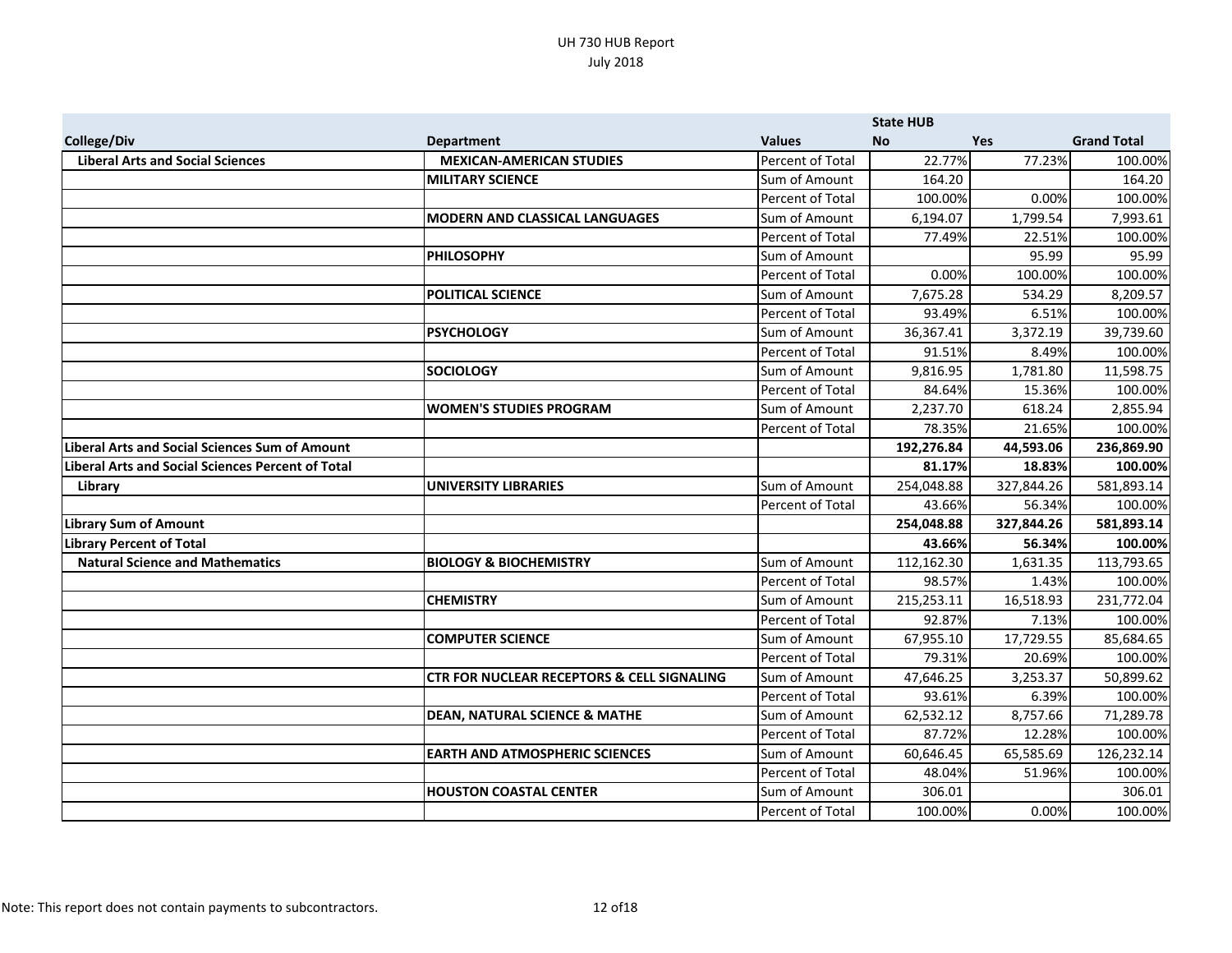# UH 730 HUB Report
July 2018

| College/Div | Department | Values | State HUB No | Yes | Grand Total |
|---|---|---|---|---|---|
| Liberal Arts and Social Sciences | MEXICAN-AMERICAN STUDIES | Percent of Total | 22.77% | 77.23% | 100.00% |
| | MILITARY SCIENCE | Sum of Amount | 164.20 | | 164.20 |
| | | Percent of Total | 100.00% | 0.00% | 100.00% |
| | MODERN AND CLASSICAL LANGUAGES | Sum of Amount | 6,194.07 | 1,799.54 | 7,993.61 |
| | | Percent of Total | 77.49% | 22.51% | 100.00% |
| | PHILOSOPHY | Sum of Amount | | 95.99 | 95.99 |
| | | Percent of Total | 0.00% | 100.00% | 100.00% |
| | POLITICAL SCIENCE | Sum of Amount | 7,675.28 | 534.29 | 8,209.57 |
| | | Percent of Total | 93.49% | 6.51% | 100.00% |
| | PSYCHOLOGY | Sum of Amount | 36,367.41 | 3,372.19 | 39,739.60 |
| | | Percent of Total | 91.51% | 8.49% | 100.00% |
| | SOCIOLOGY | Sum of Amount | 9,816.95 | 1,781.80 | 11,598.75 |
| | | Percent of Total | 84.64% | 15.36% | 100.00% |
| | WOMEN'S STUDIES PROGRAM | Sum of Amount | 2,237.70 | 618.24 | 2,855.94 |
| | | Percent of Total | 78.35% | 21.65% | 100.00% |
| **Liberal Arts and Social Sciences Sum of Amount** | | | **192,276.84** | **44,593.06** | **236,869.90** |
| **Liberal Arts and Social Sciences Percent of Total** | | | **81.17%** | **18.83%** | **100.00%** |
| Library | UNIVERSITY LIBRARIES | Sum of Amount | 254,048.88 | 327,844.26 | 581,893.14 |
| | | Percent of Total | 43.66% | 56.34% | 100.00% |
| **Library Sum of Amount** | | | **254,048.88** | **327,844.26** | **581,893.14** |
| **Library Percent of Total** | | | **43.66%** | **56.34%** | **100.00%** |
| Natural Science and Mathematics | BIOLOGY & BIOCHEMISTRY | Sum of Amount | 112,162.30 | 1,631.35 | 113,793.65 |
| | | Percent of Total | 98.57% | 1.43% | 100.00% |
| | CHEMISTRY | Sum of Amount | 215,253.11 | 16,518.93 | 231,772.04 |
| | | Percent of Total | 92.87% | 7.13% | 100.00% |
| | COMPUTER SCIENCE | Sum of Amount | 67,955.10 | 17,729.55 | 85,684.65 |
| | | Percent of Total | 79.31% | 20.69% | 100.00% |
| | CTR FOR NUCLEAR RECEPTORS & CELL SIGNALING | Sum of Amount | 47,646.25 | 3,253.37 | 50,899.62 |
| | | Percent of Total | 93.61% | 6.39% | 100.00% |
| | DEAN, NATURAL SCIENCE & MATHE | Sum of Amount | 62,532.12 | 8,757.66 | 71,289.78 |
| | | Percent of Total | 87.72% | 12.28% | 100.00% |
| | EARTH AND ATMOSPHERIC SCIENCES | Sum of Amount | 60,646.45 | 65,585.69 | 126,232.14 |
| | | Percent of Total | 48.04% | 51.96% | 100.00% |
| | HOUSTON COASTAL CENTER | Sum of Amount | 306.01 | | 306.01 |
| | | Percent of Total | 100.00% | 0.00% | 100.00% |

Note: This report does not contain payments to subcontractors.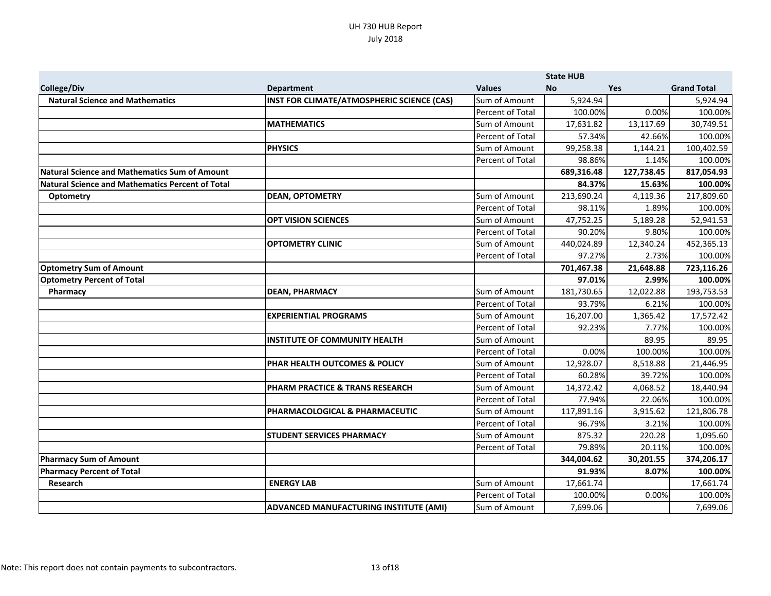UH 730 HUB Report
July 2018

| | | | State HUB | | |
|---|---|---|---|---|---|
| **College/Div** | **Department** | **Values** | **No** | **Yes** | **Grand Total** |
| **Natural Science and Mathematics** | **INST FOR CLIMATE/ATMOSPHERIC SCIENCE (CAS)** | Sum of Amount | 5,924.94 | | 5,924.94 |
| | | Percent of Total | 100.00% | 0.00% | 100.00% |
| | **MATHEMATICS** | Sum of Amount | 17,631.82 | 13,117.69 | 30,749.51 |
| | | Percent of Total | 57.34% | 42.66% | 100.00% |
| | **PHYSICS** | Sum of Amount | 99,258.38 | 1,144.21 | 100,402.59 |
| | | Percent of Total | 98.86% | 1.14% | 100.00% |
| **Natural Science and Mathematics Sum of Amount** | | | **689,316.48** | **127,738.45** | **817,054.93** |
| **Natural Science and Mathematics Percent of Total** | | | **84.37%** | **15.63%** | **100.00%** |
| **Optometry** | **DEAN, OPTOMETRY** | Sum of Amount | 213,690.24 | 4,119.36 | 217,809.60 |
| | | Percent of Total | 98.11% | 1.89% | 100.00% |
| | **OPT VISION SCIENCES** | Sum of Amount | 47,752.25 | 5,189.28 | 52,941.53 |
| | | Percent of Total | 90.20% | 9.80% | 100.00% |
| | **OPTOMETRY CLINIC** | Sum of Amount | 440,024.89 | 12,340.24 | 452,365.13 |
| | | Percent of Total | 97.27% | 2.73% | 100.00% |
| **Optometry Sum of Amount** | | | **701,467.38** | **21,648.88** | **723,116.26** |
| **Optometry Percent of Total** | | | **97.01%** | **2.99%** | **100.00%** |
| **Pharmacy** | **DEAN, PHARMACY** | Sum of Amount | 181,730.65 | 12,022.88 | 193,753.53 |
| | | Percent of Total | 93.79% | 6.21% | 100.00% |
| | **EXPERIENTIAL PROGRAMS** | Sum of Amount | 16,207.00 | 1,365.42 | 17,572.42 |
| | | Percent of Total | 92.23% | 7.77% | 100.00% |
| | **INSTITUTE OF COMMUNITY HEALTH** | Sum of Amount | | 89.95 | 89.95 |
| | | Percent of Total | 0.00% | 100.00% | 100.00% |
| | **PHAR HEALTH OUTCOMES & POLICY** | Sum of Amount | 12,928.07 | 8,518.88 | 21,446.95 |
| | | Percent of Total | 60.28% | 39.72% | 100.00% |
| | **PHARM PRACTICE & TRANS RESEARCH** | Sum of Amount | 14,372.42 | 4,068.52 | 18,440.94 |
| | | Percent of Total | 77.94% | 22.06% | 100.00% |
| | **PHARMACOLOGICAL & PHARMACEUTIC** | Sum of Amount | 117,891.16 | 3,915.62 | 121,806.78 |
| | | Percent of Total | 96.79% | 3.21% | 100.00% |
| | **STUDENT SERVICES PHARMACY** | Sum of Amount | 875.32 | 220.28 | 1,095.60 |
| | | Percent of Total | 79.89% | 20.11% | 100.00% |
| **Pharmacy Sum of Amount** | | | **344,004.62** | **30,201.55** | **374,206.17** |
| **Pharmacy Percent of Total** | | | **91.93%** | **8.07%** | **100.00%** |
| **Research** | **ENERGY LAB** | Sum of Amount | 17,661.74 | | 17,661.74 |
| | | Percent of Total | 100.00% | 0.00% | 100.00% |
| | **ADVANCED MANUFACTURING INSTITUTE (AMI)** | Sum of Amount | 7,699.06 | | 7,699.06 |

Note: This report does not contain payments to subcontractors.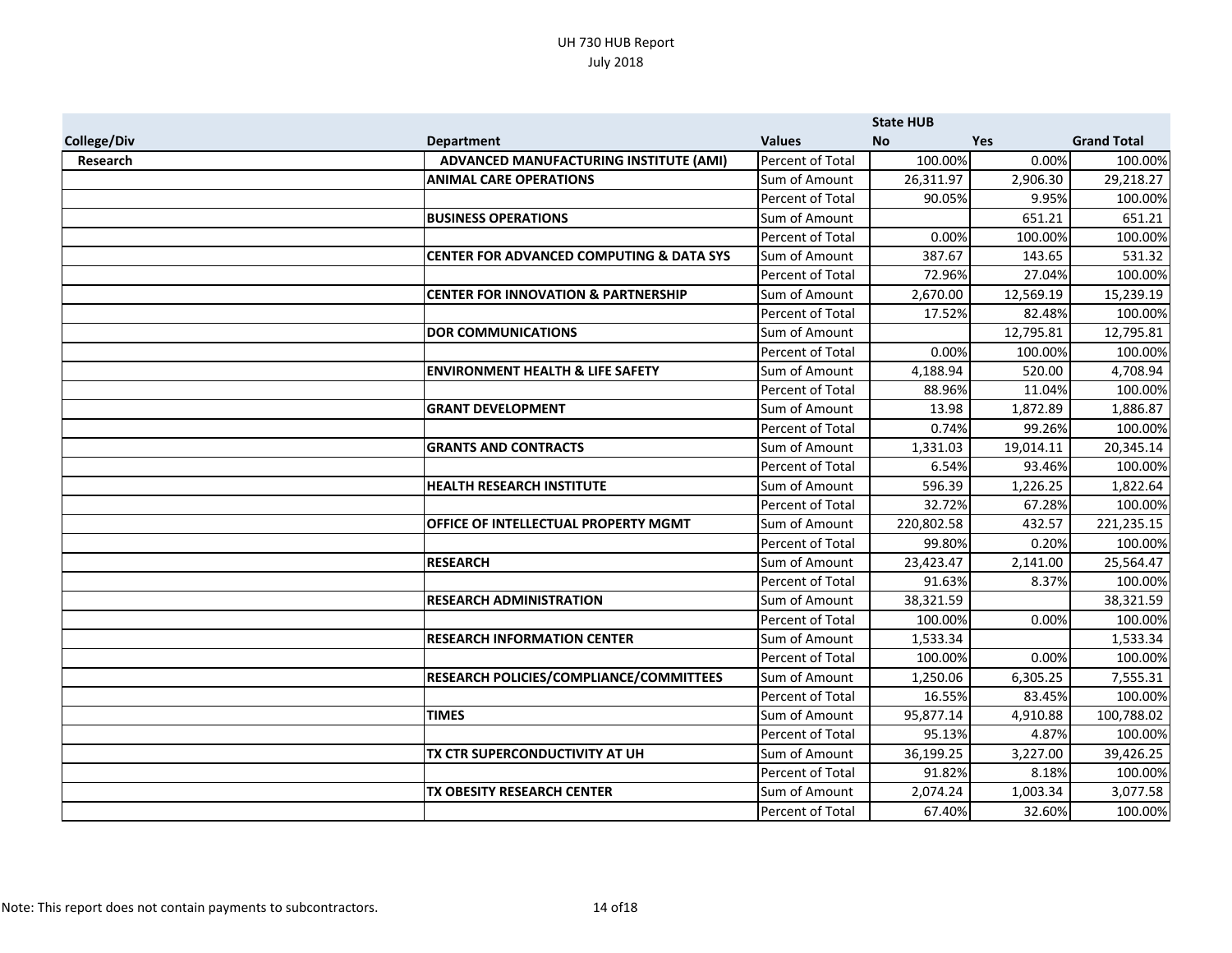UH 730 HUB Report
July 2018

| College/Div | Department | Values | State HUB No | Yes | Grand Total |
|---|---|---|---|---|---|
| **Research** | **ADVANCED MANUFACTURING INSTITUTE (AMI)** | Percent of Total | 100.00% | 0.00% | 100.00% |
| | **ANIMAL CARE OPERATIONS** | Sum of Amount | 26,311.97 | 2,906.30 | 29,218.27 |
| | | Percent of Total | 90.05% | 9.95% | 100.00% |
| | **BUSINESS OPERATIONS** | Sum of Amount | | 651.21 | 651.21 |
| | | Percent of Total | 0.00% | 100.00% | 100.00% |
| | **CENTER FOR ADVANCED COMPUTING & DATA SYS** | Sum of Amount | 387.67 | 143.65 | 531.32 |
| | | Percent of Total | 72.96% | 27.04% | 100.00% |
| | **CENTER FOR INNOVATION & PARTNERSHIP** | Sum of Amount | 2,670.00 | 12,569.19 | 15,239.19 |
| | | Percent of Total | 17.52% | 82.48% | 100.00% |
| | **DOR COMMUNICATIONS** | Sum of Amount | | 12,795.81 | 12,795.81 |
| | | Percent of Total | 0.00% | 100.00% | 100.00% |
| | **ENVIRONMENT HEALTH & LIFE SAFETY** | Sum of Amount | 4,188.94 | 520.00 | 4,708.94 |
| | | Percent of Total | 88.96% | 11.04% | 100.00% |
| | **GRANT DEVELOPMENT** | Sum of Amount | 13.98 | 1,872.89 | 1,886.87 |
| | | Percent of Total | 0.74% | 99.26% | 100.00% |
| | **GRANTS AND CONTRACTS** | Sum of Amount | 1,331.03 | 19,014.11 | 20,345.14 |
| | | Percent of Total | 6.54% | 93.46% | 100.00% |
| | **HEALTH RESEARCH INSTITUTE** | Sum of Amount | 596.39 | 1,226.25 | 1,822.64 |
| | | Percent of Total | 32.72% | 67.28% | 100.00% |
| | **OFFICE OF INTELLECTUAL PROPERTY MGMT** | Sum of Amount | 220,802.58 | 432.57 | 221,235.15 |
| | | Percent of Total | 99.80% | 0.20% | 100.00% |
| | **RESEARCH** | Sum of Amount | 23,423.47 | 2,141.00 | 25,564.47 |
| | | Percent of Total | 91.63% | 8.37% | 100.00% |
| | **RESEARCH ADMINISTRATION** | Sum of Amount | 38,321.59 | | 38,321.59 |
| | | Percent of Total | 100.00% | 0.00% | 100.00% |
| | **RESEARCH INFORMATION CENTER** | Sum of Amount | 1,533.34 | | 1,533.34 |
| | | Percent of Total | 100.00% | 0.00% | 100.00% |
| | **RESEARCH POLICIES/COMPLIANCE/COMMITTEES** | Sum of Amount | 1,250.06 | 6,305.25 | 7,555.31 |
| | | Percent of Total | 16.55% | 83.45% | 100.00% |
| | **TIMES** | Sum of Amount | 95,877.14 | 4,910.88 | 100,788.02 |
| | | Percent of Total | 95.13% | 4.87% | 100.00% |
| | **TX CTR SUPERCONDUCTIVITY AT UH** | Sum of Amount | 36,199.25 | 3,227.00 | 39,426.25 |
| | | Percent of Total | 91.82% | 8.18% | 100.00% |
| | **TX OBESITY RESEARCH CENTER** | Sum of Amount | 2,074.24 | 1,003.34 | 3,077.58 |
| | | Percent of Total | 67.40% | 32.60% | 100.00% |

Note: This report does not contain payments to subcontractors.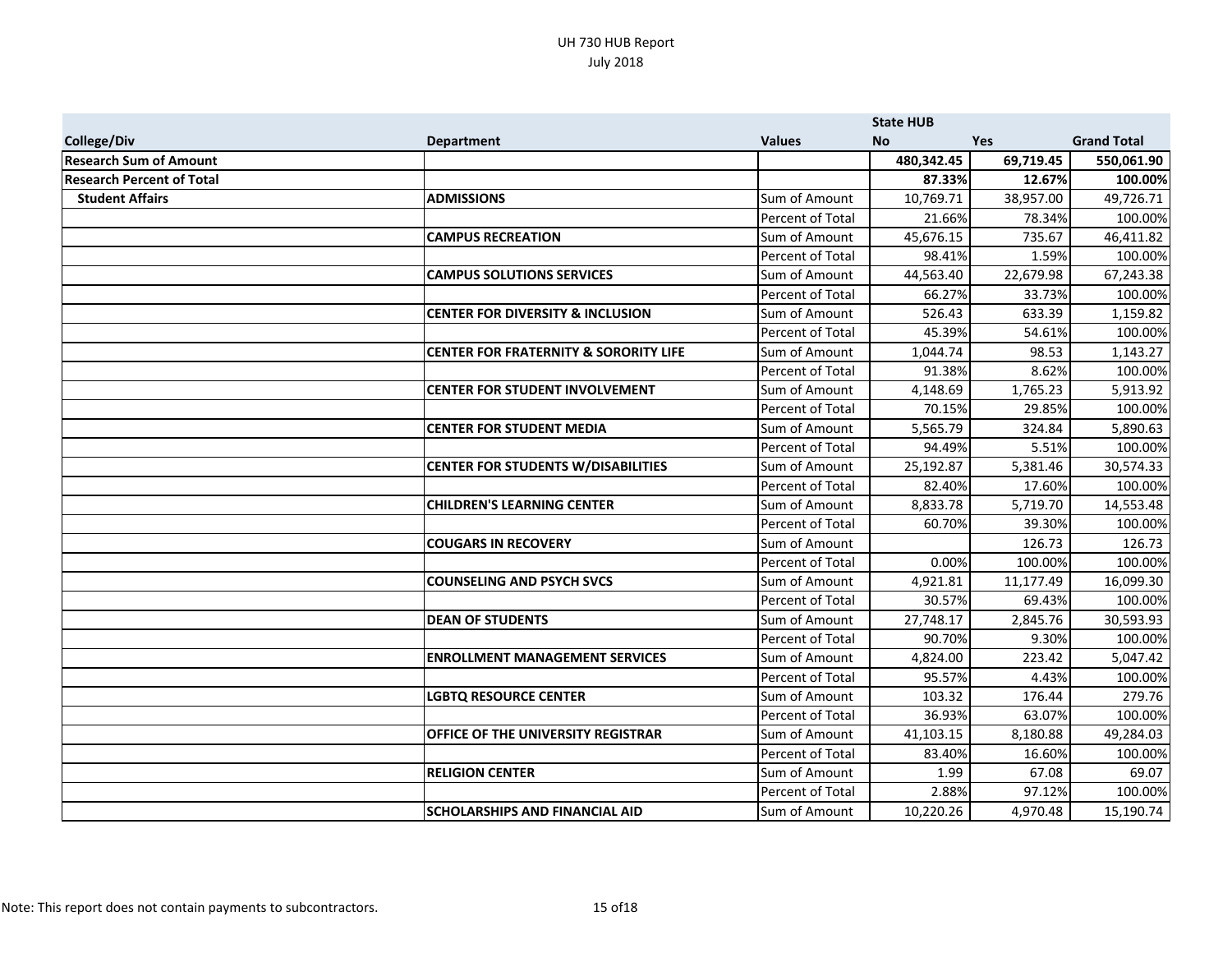UH 730 HUB Report
July 2018

| College/Div | Department | Values | State HUB No | Yes | Grand Total |
|---|---|---|---|---|---|
| **Research Sum of Amount** | | | **480,342.45** | **69,719.45** | **550,061.90** |
| **Research Percent of Total** | | | **87.33%** | **12.67%** | **100.00%** |
| **Student Affairs** | **ADMISSIONS** | Sum of Amount | 10,769.71 | 38,957.00 | 49,726.71 |
| | | Percent of Total | 21.66% | 78.34% | 100.00% |
| | **CAMPUS RECREATION** | Sum of Amount | 45,676.15 | 735.67 | 46,411.82 |
| | | Percent of Total | 98.41% | 1.59% | 100.00% |
| | **CAMPUS SOLUTIONS SERVICES** | Sum of Amount | 44,563.40 | 22,679.98 | 67,243.38 |
| | | Percent of Total | 66.27% | 33.73% | 100.00% |
| | **CENTER FOR DIVERSITY & INCLUSION** | Sum of Amount | 526.43 | 633.39 | 1,159.82 |
| | | Percent of Total | 45.39% | 54.61% | 100.00% |
| | **CENTER FOR FRATERNITY & SORORITY LIFE** | Sum of Amount | 1,044.74 | 98.53 | 1,143.27 |
| | | Percent of Total | 91.38% | 8.62% | 100.00% |
| | **CENTER FOR STUDENT INVOLVEMENT** | Sum of Amount | 4,148.69 | 1,765.23 | 5,913.92 |
| | | Percent of Total | 70.15% | 29.85% | 100.00% |
| | **CENTER FOR STUDENT MEDIA** | Sum of Amount | 5,565.79 | 324.84 | 5,890.63 |
| | | Percent of Total | 94.49% | 5.51% | 100.00% |
| | **CENTER FOR STUDENTS W/DISABILITIES** | Sum of Amount | 25,192.87 | 5,381.46 | 30,574.33 |
| | | Percent of Total | 82.40% | 17.60% | 100.00% |
| | **CHILDREN'S LEARNING CENTER** | Sum of Amount | 8,833.78 | 5,719.70 | 14,553.48 |
| | | Percent of Total | 60.70% | 39.30% | 100.00% |
| | **COUGARS IN RECOVERY** | Sum of Amount | | 126.73 | 126.73 |
| | | Percent of Total | 0.00% | 100.00% | 100.00% |
| | **COUNSELING AND PSYCH SVCS** | Sum of Amount | 4,921.81 | 11,177.49 | 16,099.30 |
| | | Percent of Total | 30.57% | 69.43% | 100.00% |
| | **DEAN OF STUDENTS** | Sum of Amount | 27,748.17 | 2,845.76 | 30,593.93 |
| | | Percent of Total | 90.70% | 9.30% | 100.00% |
| | **ENROLLMENT MANAGEMENT SERVICES** | Sum of Amount | 4,824.00 | 223.42 | 5,047.42 |
| | | Percent of Total | 95.57% | 4.43% | 100.00% |
| | **LGBTQ RESOURCE CENTER** | Sum of Amount | 103.32 | 176.44 | 279.76 |
| | | Percent of Total | 36.93% | 63.07% | 100.00% |
| | **OFFICE OF THE UNIVERSITY REGISTRAR** | Sum of Amount | 41,103.15 | 8,180.88 | 49,284.03 |
| | | Percent of Total | 83.40% | 16.60% | 100.00% |
| | **RELIGION CENTER** | Sum of Amount | 1.99 | 67.08 | 69.07 |
| | | Percent of Total | 2.88% | 97.12% | 100.00% |
| | **SCHOLARSHIPS AND FINANCIAL AID** | Sum of Amount | 10,220.26 | 4,970.48 | 15,190.74 |

Note: This report does not contain payments to subcontractors.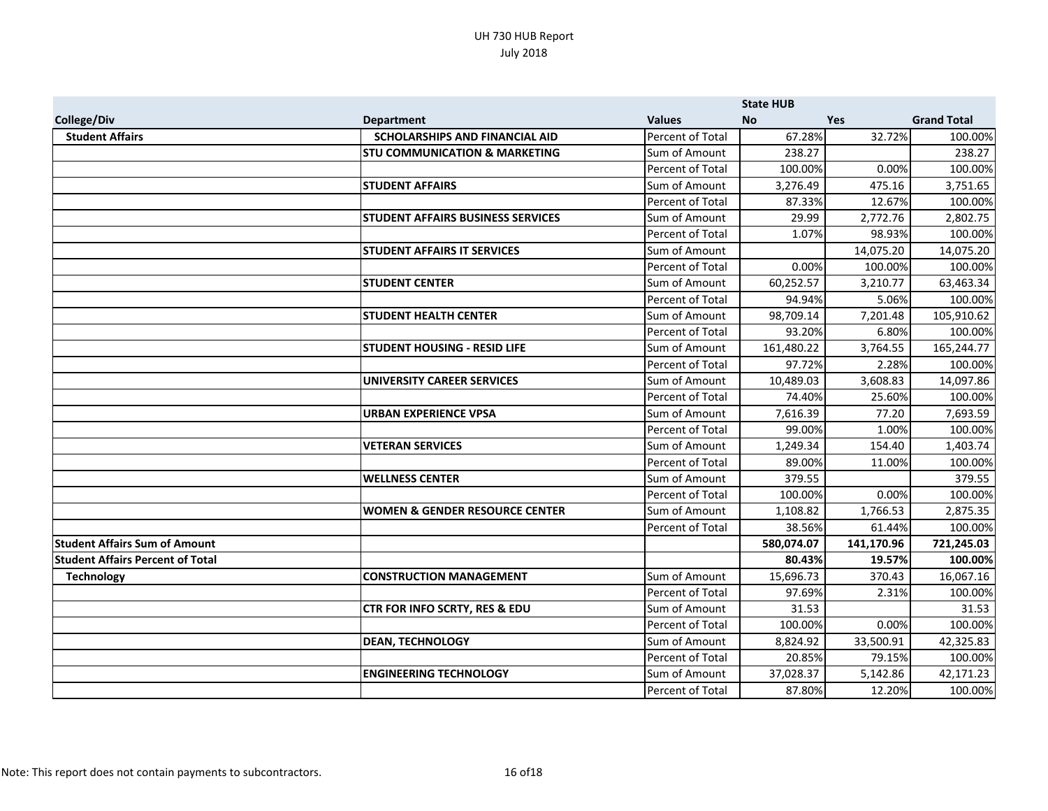# UH 730 HUB Report

July 2018

| College/Div | Department | Values | State HUB No | Yes | Grand Total |
|---|---|---|---|---|---|
| **Student Affairs** | **SCHOLARSHIPS AND FINANCIAL AID** | Percent of Total | 67.28% | 32.72% | 100.00% |
| | **STU COMMUNICATION & MARKETING** | Sum of Amount | 238.27 | | 238.27 |
| | | Percent of Total | 100.00% | 0.00% | 100.00% |
| | **STUDENT AFFAIRS** | Sum of Amount | 3,276.49 | 475.16 | 3,751.65 |
| | | Percent of Total | 87.33% | 12.67% | 100.00% |
| | **STUDENT AFFAIRS BUSINESS SERVICES** | Sum of Amount | 29.99 | 2,772.76 | 2,802.75 |
| | | Percent of Total | 1.07% | 98.93% | 100.00% |
| | **STUDENT AFFAIRS IT SERVICES** | Sum of Amount | | 14,075.20 | 14,075.20 |
| | | Percent of Total | 0.00% | 100.00% | 100.00% |
| | **STUDENT CENTER** | Sum of Amount | 60,252.57 | 3,210.77 | 63,463.34 |
| | | Percent of Total | 94.94% | 5.06% | 100.00% |
| | **STUDENT HEALTH CENTER** | Sum of Amount | 98,709.14 | 7,201.48 | 105,910.62 |
| | | Percent of Total | 93.20% | 6.80% | 100.00% |
| | **STUDENT HOUSING - RESID LIFE** | Sum of Amount | 161,480.22 | 3,764.55 | 165,244.77 |
| | | Percent of Total | 97.72% | 2.28% | 100.00% |
| | **UNIVERSITY CAREER SERVICES** | Sum of Amount | 10,489.03 | 3,608.83 | 14,097.86 |
| | | Percent of Total | 74.40% | 25.60% | 100.00% |
| | **URBAN EXPERIENCE VPSA** | Sum of Amount | 7,616.39 | 77.20 | 7,693.59 |
| | | Percent of Total | 99.00% | 1.00% | 100.00% |
| | **VETERAN SERVICES** | Sum of Amount | 1,249.34 | 154.40 | 1,403.74 |
| | | Percent of Total | 89.00% | 11.00% | 100.00% |
| | **WELLNESS CENTER** | Sum of Amount | 379.55 | | 379.55 |
| | | Percent of Total | 100.00% | 0.00% | 100.00% |
| | **WOMEN & GENDER RESOURCE CENTER** | Sum of Amount | 1,108.82 | 1,766.53 | 2,875.35 |
| | | Percent of Total | 38.56% | 61.44% | 100.00% |
| **Student Affairs Sum of Amount** | | | **580,074.07** | **141,170.96** | **721,245.03** |
| **Student Affairs Percent of Total** | | | **80.43%** | **19.57%** | **100.00%** |
| **Technology** | **CONSTRUCTION MANAGEMENT** | Sum of Amount | 15,696.73 | 370.43 | 16,067.16 |
| | | Percent of Total | 97.69% | 2.31% | 100.00% |
| | **CTR FOR INFO SCRTY, RES & EDU** | Sum of Amount | 31.53 | | 31.53 |
| | | Percent of Total | 100.00% | 0.00% | 100.00% |
| | **DEAN, TECHNOLOGY** | Sum of Amount | 8,824.92 | 33,500.91 | 42,325.83 |
| | | Percent of Total | 20.85% | 79.15% | 100.00% |
| | **ENGINEERING TECHNOLOGY** | Sum of Amount | 37,028.37 | 5,142.86 | 42,171.23 |
| | | Percent of Total | 87.80% | 12.20% | 100.00% |

Note: This report does not contain payments to subcontractors.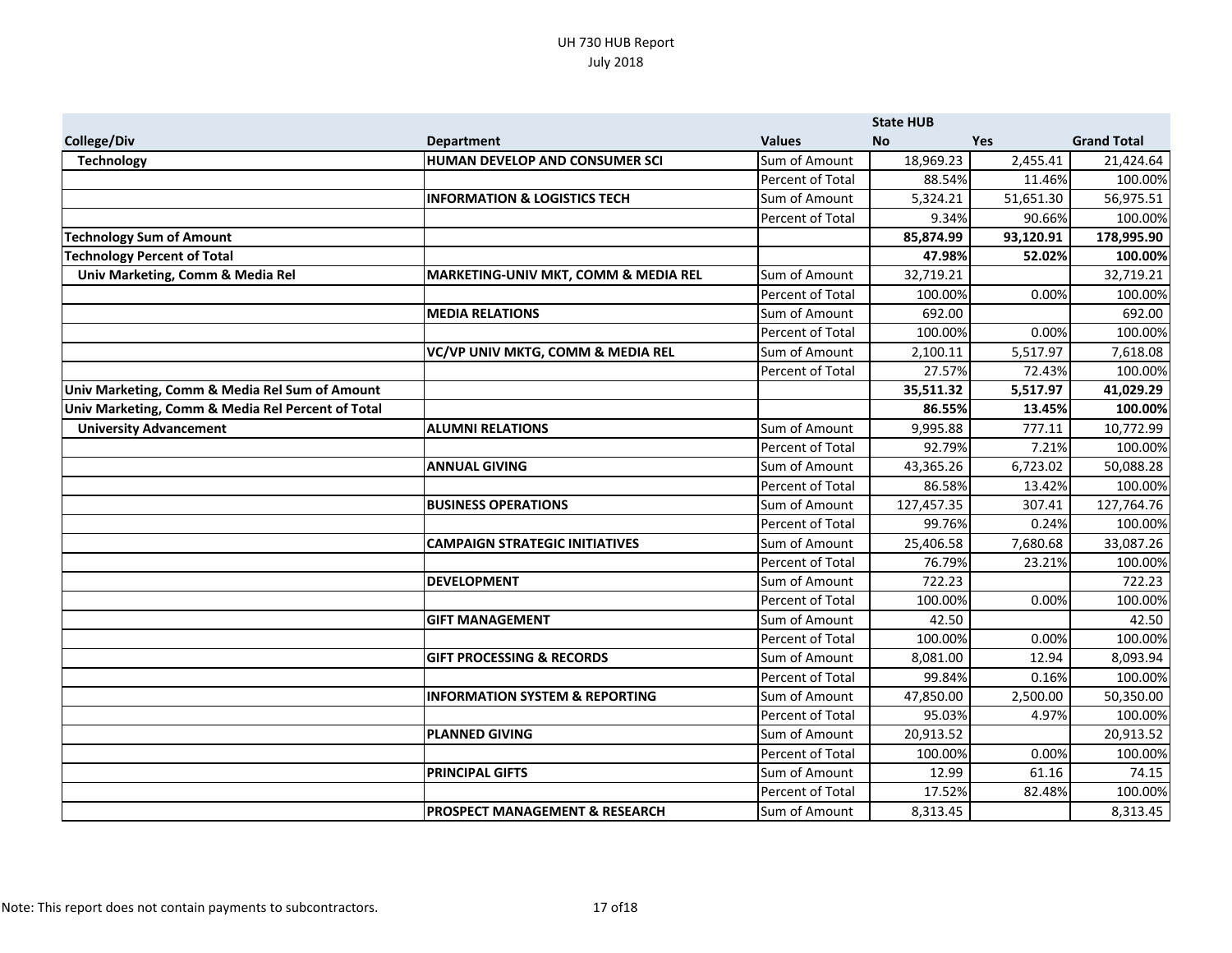UH 730 HUB Report
July 2018

| College/Div | Department | Values | State HUB No | Yes | Grand Total |
|---|---|---|---|---|---|
| **Technology** | **HUMAN DEVELOP AND CONSUMER SCI** | Sum of Amount | 18,969.23 | 2,455.41 | 21,424.64 |
| | | Percent of Total | 88.54% | 11.46% | 100.00% |
| | **INFORMATION & LOGISTICS TECH** | Sum of Amount | 5,324.21 | 51,651.30 | 56,975.51 |
| | | Percent of Total | 9.34% | 90.66% | 100.00% |
| **Technology Sum of Amount** | | | **85,874.99** | **93,120.91** | **178,995.90** |
| **Technology Percent of Total** | | | **47.98%** | **52.02%** | **100.00%** |
| **Univ Marketing, Comm & Media Rel** | **MARKETING-UNIV MKT, COMM & MEDIA REL** | Sum of Amount | 32,719.21 | | 32,719.21 |
| | | Percent of Total | 100.00% | 0.00% | 100.00% |
| | **MEDIA RELATIONS** | Sum of Amount | 692.00 | | 692.00 |
| | | Percent of Total | 100.00% | 0.00% | 100.00% |
| | **VC/VP UNIV MKTG, COMM & MEDIA REL** | Sum of Amount | 2,100.11 | 5,517.97 | 7,618.08 |
| | | Percent of Total | 27.57% | 72.43% | 100.00% |
| **Univ Marketing, Comm & Media Rel Sum of Amount** | | | **35,511.32** | **5,517.97** | **41,029.29** |
| **Univ Marketing, Comm & Media Rel Percent of Total** | | | **86.55%** | **13.45%** | **100.00%** |
| **University Advancement** | **ALUMNI RELATIONS** | Sum of Amount | 9,995.88 | 777.11 | 10,772.99 |
| | | Percent of Total | 92.79% | 7.21% | 100.00% |
| | **ANNUAL GIVING** | Sum of Amount | 43,365.26 | 6,723.02 | 50,088.28 |
| | | Percent of Total | 86.58% | 13.42% | 100.00% |
| | **BUSINESS OPERATIONS** | Sum of Amount | 127,457.35 | 307.41 | 127,764.76 |
| | | Percent of Total | 99.76% | 0.24% | 100.00% |
| | **CAMPAIGN STRATEGIC INITIATIVES** | Sum of Amount | 25,406.58 | 7,680.68 | 33,087.26 |
| | | Percent of Total | 76.79% | 23.21% | 100.00% |
| | **DEVELOPMENT** | Sum of Amount | 722.23 | | 722.23 |
| | | Percent of Total | 100.00% | 0.00% | 100.00% |
| | **GIFT MANAGEMENT** | Sum of Amount | 42.50 | | 42.50 |
| | | Percent of Total | 100.00% | 0.00% | 100.00% |
| | **GIFT PROCESSING & RECORDS** | Sum of Amount | 8,081.00 | 12.94 | 8,093.94 |
| | | Percent of Total | 99.84% | 0.16% | 100.00% |
| | **INFORMATION SYSTEM & REPORTING** | Sum of Amount | 47,850.00 | 2,500.00 | 50,350.00 |
| | | Percent of Total | 95.03% | 4.97% | 100.00% |
| | **PLANNED GIVING** | Sum of Amount | 20,913.52 | | 20,913.52 |
| | | Percent of Total | 100.00% | 0.00% | 100.00% |
| | **PRINCIPAL GIFTS** | Sum of Amount | 12.99 | 61.16 | 74.15 |
| | | Percent of Total | 17.52% | 82.48% | 100.00% |
| | **PROSPECT MANAGEMENT & RESEARCH** | Sum of Amount | 8,313.45 | | 8,313.45 |

Note: This report does not contain payments to subcontractors.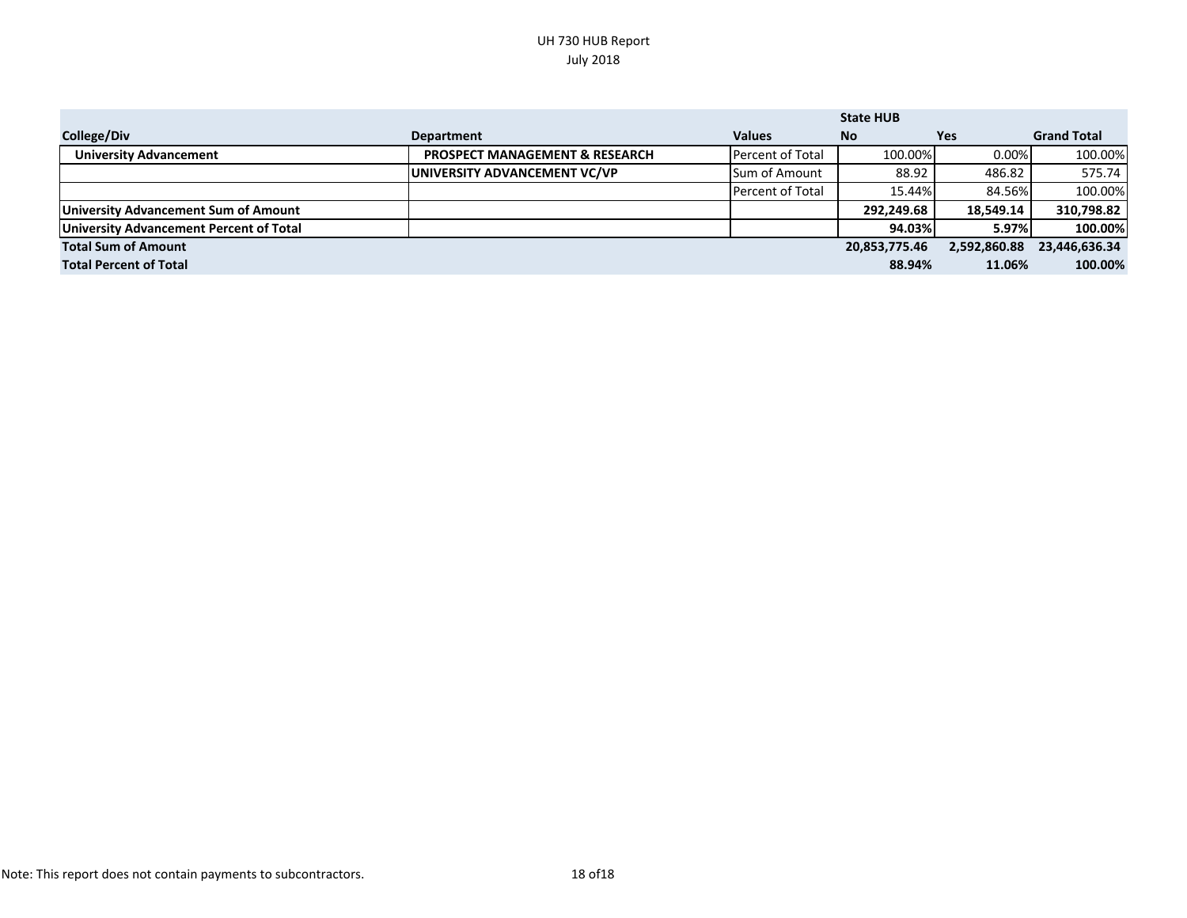UH 730 HUB Report
July 2018

| | | | State HUB | | |
|---|---|---|---|---|---|
| **College/Div** | **Department** | **Values** | **No** | **Yes** | **Grand Total** |
| **University Advancement** | **PROSPECT MANAGEMENT & RESEARCH** | Percent of Total | 100.00% | 0.00% | 100.00% |
| | **UNIVERSITY ADVANCEMENT VC/VP** | Sum of Amount | 88.92 | 486.82 | 575.74 |
| | | Percent of Total | 15.44% | 84.56% | 100.00% |
| **University Advancement Sum of Amount** | | | **292,249.68** | **18,549.14** | **310,798.82** |
| **University Advancement Percent of Total** | | | **94.03%** | **5.97%** | **100.00%** |
| **Total Sum of Amount** | | | **20,853,775.46** | **2,592,860.88** | **23,446,636.34** |
| **Total Percent of Total** | | | **88.94%** | **11.06%** | **100.00%** |

Note: This report does not contain payments to subcontractors.